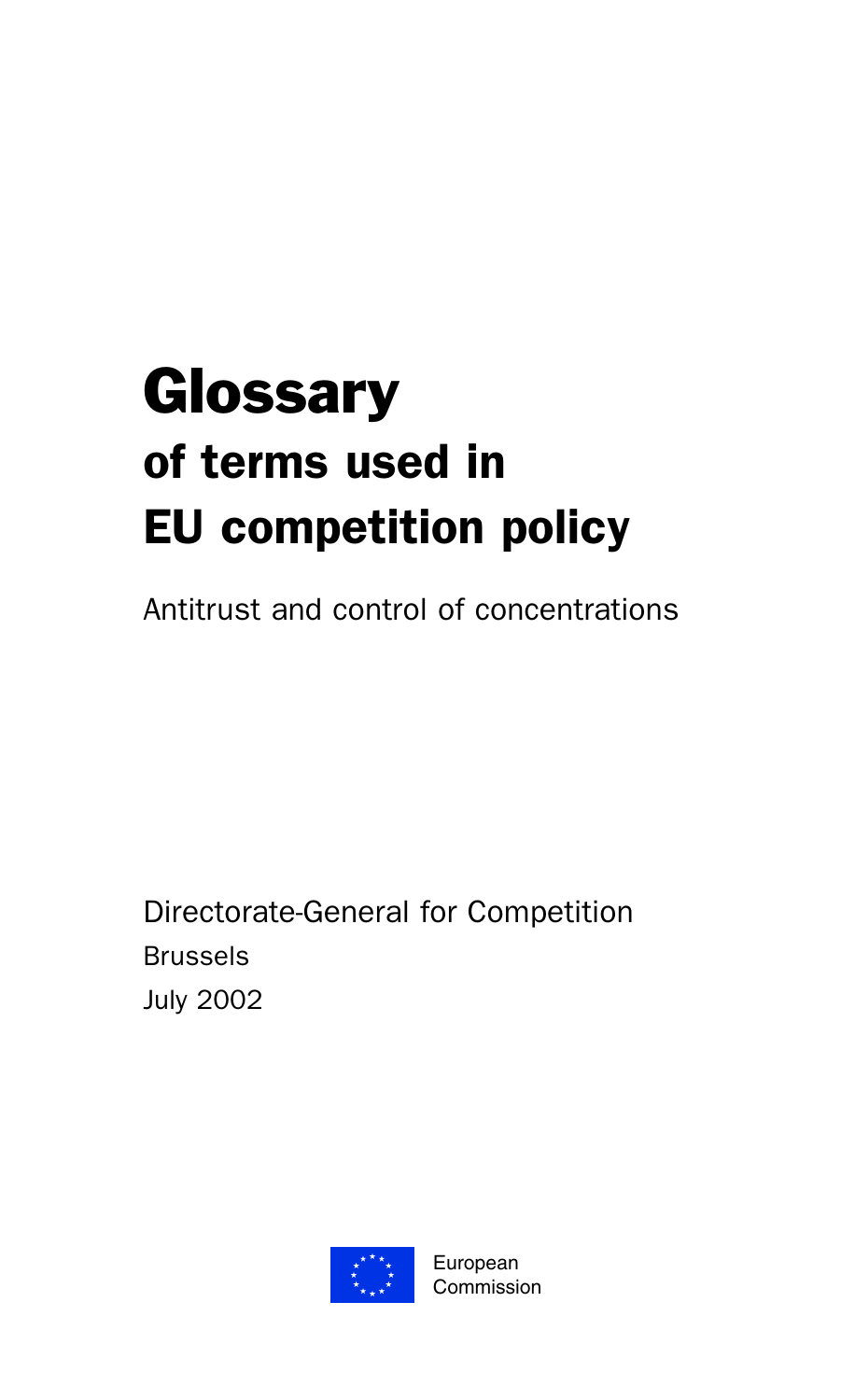# Glossary

## of terms used in EU competition policy

Antitrust and control of concentrations

Directorate-General for Competition

Brussels

July 2002

European Commission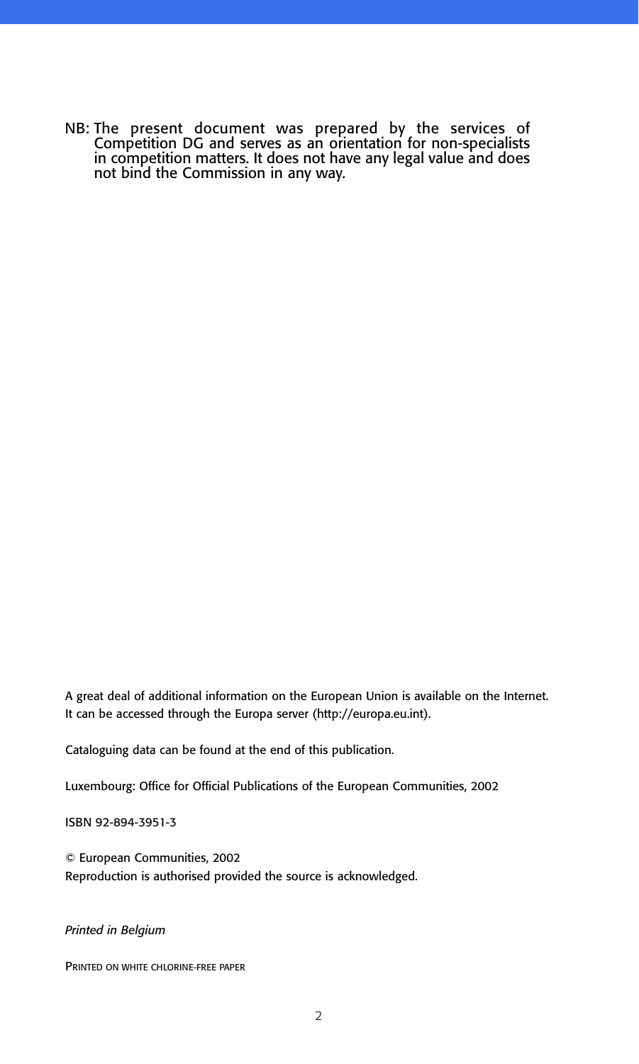NB: The present document was prepared by the services of Competition DG and serves as an orientation for non-specialists in competition matters. It does not have any legal value and does not bind the Commission in any way.

A great deal of additional information on the European Union is available on the Internet.
It can be accessed through the Europa server (http://europa.eu.int).

Cataloguing data can be found at the end of this publication.

Luxembourg: Office for Official Publications of the European Communities, 2002

ISBN 92-894-3951-3

© European Communities, 2002
Reproduction is authorised provided the source is acknowledged.

*Printed in Belgium*

PRINTED ON WHITE CHLORINE-FREE PAPER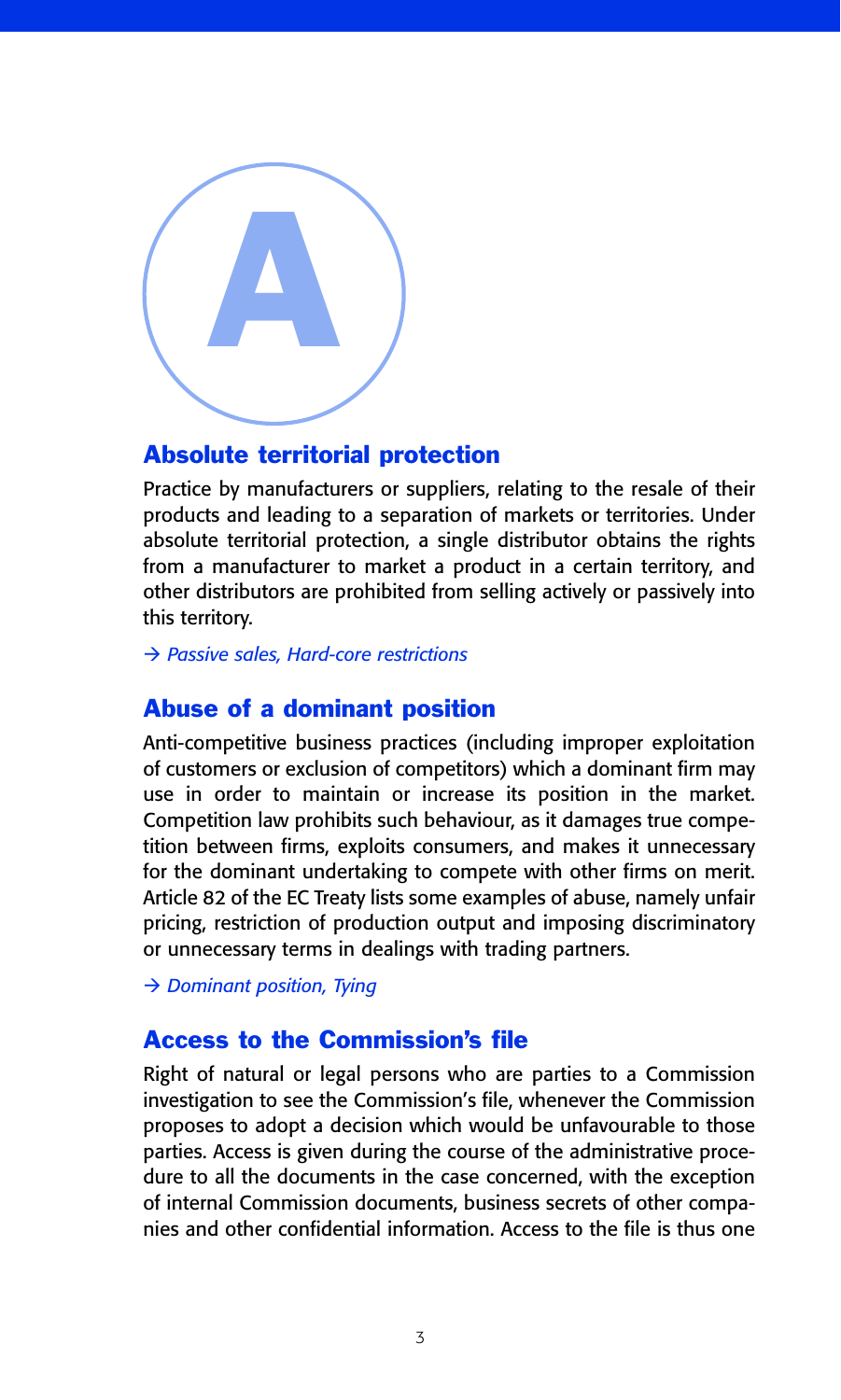# A

## Absolute territorial protection

Practice by manufacturers or suppliers, relating to the resale of their products and leading to a separation of markets or territories. Under absolute territorial protection, a single distributor obtains the rights from a manufacturer to market a product in a certain territory, and other distributors are prohibited from selling actively or passively into this territory.

*→ Passive sales, Hard-core restrictions*

## Abuse of a dominant position

Anti-competitive business practices (including improper exploitation of customers or exclusion of competitors) which a dominant firm may use in order to maintain or increase its position in the market. Competition law prohibits such behaviour, as it damages true competition between firms, exploits consumers, and makes it unnecessary for the dominant undertaking to compete with other firms on merit. Article 82 of the EC Treaty lists some examples of abuse, namely unfair pricing, restriction of production output and imposing discriminatory or unnecessary terms in dealings with trading partners.

*→ Dominant position, Tying*

## Access to the Commission's file

Right of natural or legal persons who are parties to a Commission investigation to see the Commission's file, whenever the Commission proposes to adopt a decision which would be unfavourable to those parties. Access is given during the course of the administrative procedure to all the documents in the case concerned, with the exception of internal Commission documents, business secrets of other companies and other confidential information. Access to the file is thus one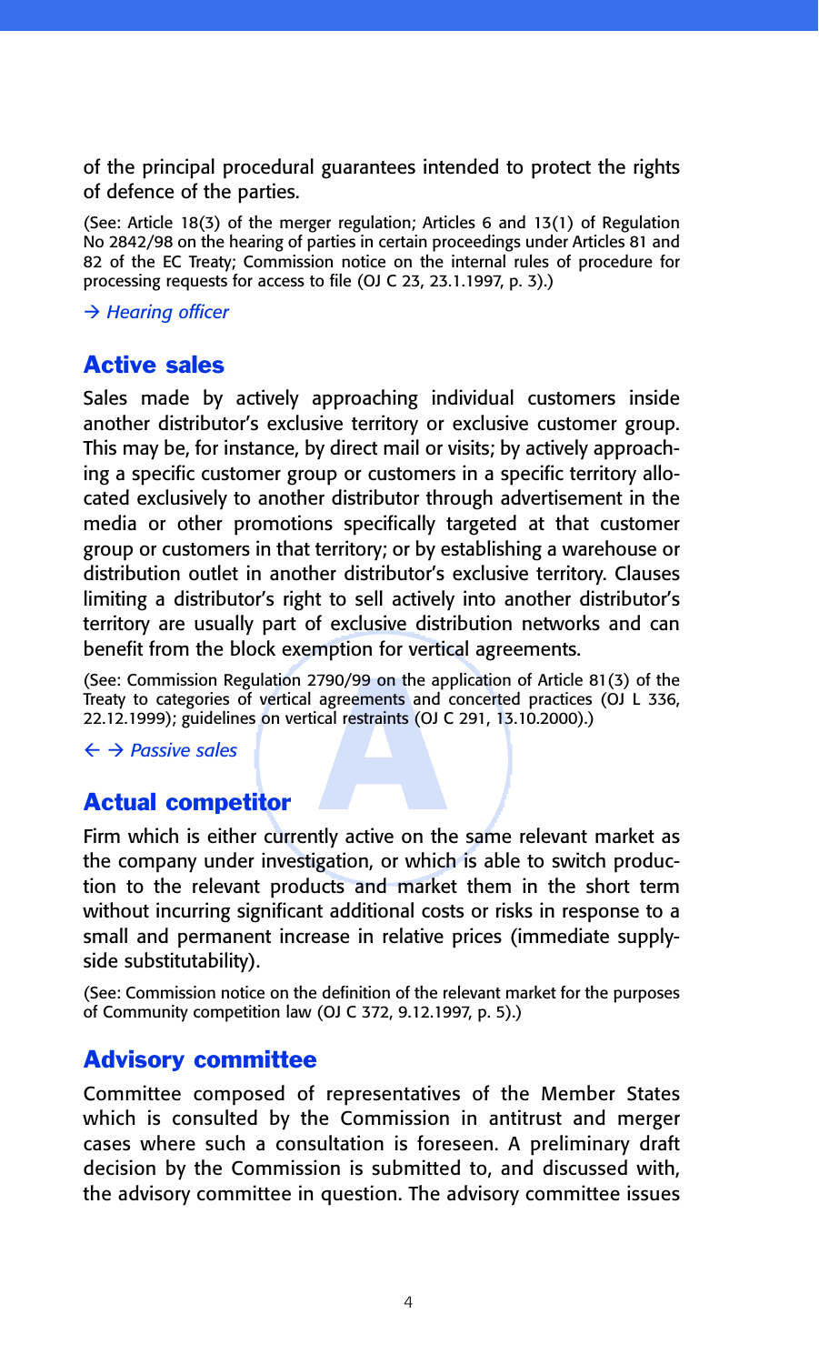of the principal procedural guarantees intended to protect the rights of defence of the parties.

(See: Article 18(3) of the merger regulation; Articles 6 and 13(1) of Regulation No 2842/98 on the hearing of parties in certain proceedings under Articles 81 and 82 of the EC Treaty; Commission notice on the internal rules of procedure for processing requests for access to file (OJ C 23, 23.1.1997, p. 3).)

*→ Hearing officer*

## Active sales

Sales made by actively approaching individual customers inside another distributor's exclusive territory or exclusive customer group. This may be, for instance, by direct mail or visits; by actively approaching a specific customer group or customers in a specific territory allocated exclusively to another distributor through advertisement in the media or other promotions specifically targeted at that customer group or customers in that territory; or by establishing a warehouse or distribution outlet in another distributor's exclusive territory. Clauses limiting a distributor's right to sell actively into another distributor's territory are usually part of exclusive distribution networks and can benefit from the block exemption for vertical agreements.

(See: Commission Regulation 2790/99 on the application of Article 81(3) of the Treaty to categories of vertical agreements and concerted practices (OJ L 336, 22.12.1999); guidelines on vertical restraints (OJ C 291, 13.10.2000).)

*← → Passive sales*

## Actual competitor

Firm which is either currently active on the same relevant market as the company under investigation, or which is able to switch production to the relevant products and market them in the short term without incurring significant additional costs or risks in response to a small and permanent increase in relative prices (immediate supply-side substitutability).

(See: Commission notice on the definition of the relevant market for the purposes of Community competition law (OJ C 372, 9.12.1997, p. 5).)

## Advisory committee

Committee composed of representatives of the Member States which is consulted by the Commission in antitrust and merger cases where such a consultation is foreseen. A preliminary draft decision by the Commission is submitted to, and discussed with, the advisory committee in question. The advisory committee issues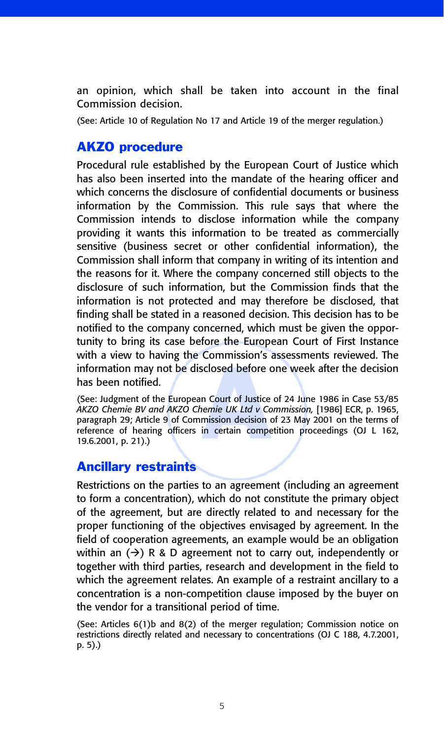an opinion, which shall be taken into account in the final Commission decision.

(See: Article 10 of Regulation No 17 and Article 19 of the merger regulation.)

## AKZO procedure

Procedural rule established by the European Court of Justice which has also been inserted into the mandate of the hearing officer and which concerns the disclosure of confidential documents or business information by the Commission. This rule says that where the Commission intends to disclose information while the company providing it wants this information to be treated as commercially sensitive (business secret or other confidential information), the Commission shall inform that company in writing of its intention and the reasons for it. Where the company concerned still objects to the disclosure of such information, but the Commission finds that the information is not protected and may therefore be disclosed, that finding shall be stated in a reasoned decision. This decision has to be notified to the company concerned, which must be given the opportunity to bring its case before the European Court of First Instance with a view to having the Commission's assessments reviewed. The information may not be disclosed before one week after the decision has been notified.

(See: Judgment of the European Court of Justice of 24 June 1986 in Case 53/85 *AKZO Chemie BV and AKZO Chemie UK Ltd v Commission,* [1986] ECR, p. 1965, paragraph 29; Article 9 of Commission decision of 23 May 2001 on the terms of reference of hearing officers in certain competition proceedings (OJ L 162, 19.6.2001, p. 21).)

## Ancillary restraints

Restrictions on the parties to an agreement (including an agreement to form a concentration), which do not constitute the primary object of the agreement, but are directly related to and necessary for the proper functioning of the objectives envisaged by agreement. In the field of cooperation agreements, an example would be an obligation within an (→) R & D agreement not to carry out, independently or together with third parties, research and development in the field to which the agreement relates. An example of a restraint ancillary to a concentration is a non-competition clause imposed by the buyer on the vendor for a transitional period of time.

(See: Articles 6(1)b and 8(2) of the merger regulation; Commission notice on restrictions directly related and necessary to concentrations (OJ C 188, 4.7.2001, p. 5).)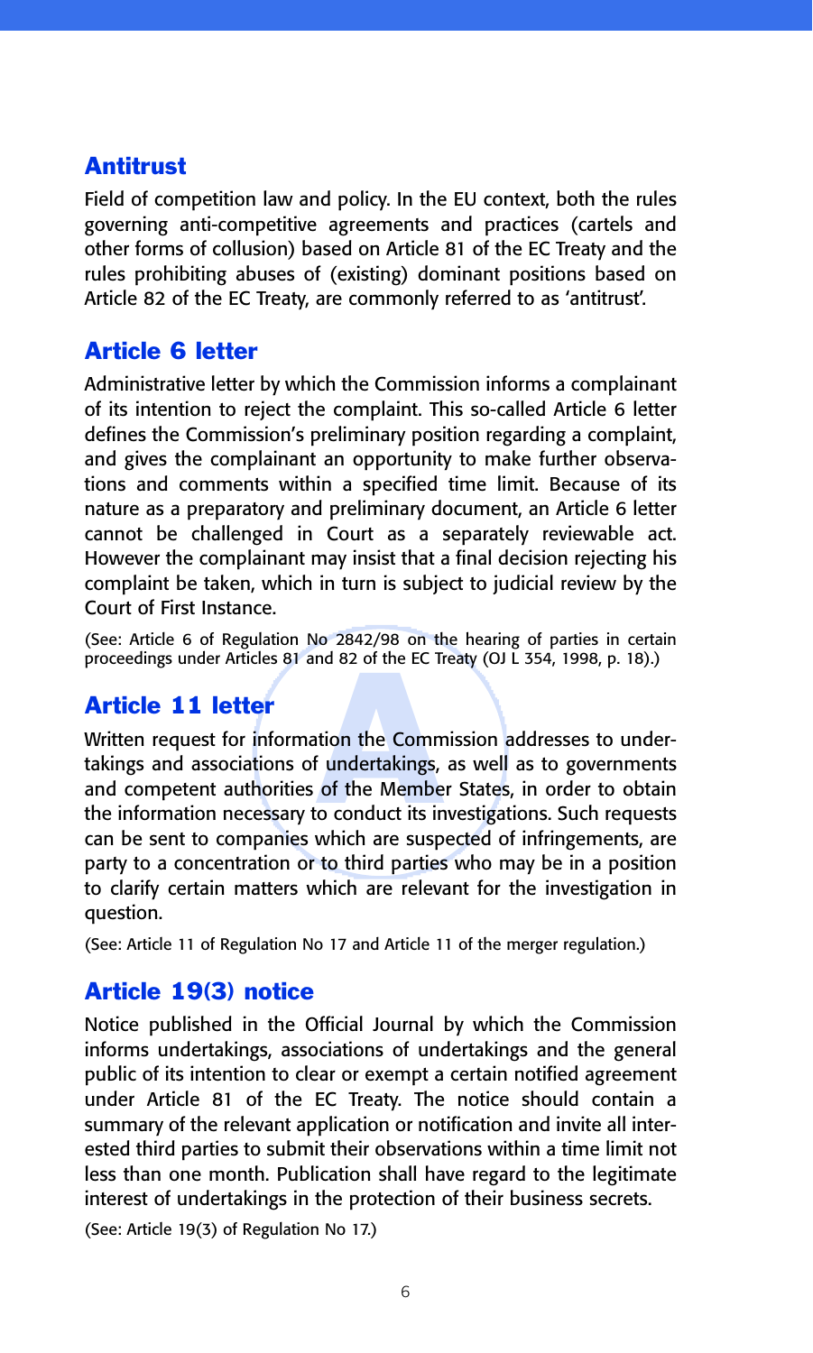## Antitrust

Field of competition law and policy. In the EU context, both the rules governing anti-competitive agreements and practices (cartels and other forms of collusion) based on Article 81 of the EC Treaty and the rules prohibiting abuses of (existing) dominant positions based on Article 82 of the EC Treaty, are commonly referred to as 'antitrust'.

## Article 6 letter

Administrative letter by which the Commission informs a complainant of its intention to reject the complaint. This so-called Article 6 letter defines the Commission's preliminary position regarding a complaint, and gives the complainant an opportunity to make further observations and comments within a specified time limit. Because of its nature as a preparatory and preliminary document, an Article 6 letter cannot be challenged in Court as a separately reviewable act. However the complainant may insist that a final decision rejecting his complaint be taken, which in turn is subject to judicial review by the Court of First Instance.

(See: Article 6 of Regulation No 2842/98 on the hearing of parties in certain proceedings under Articles 81 and 82 of the EC Treaty (OJ L 354, 1998, p. 18).)

## Article 11 letter

Written request for information the Commission addresses to undertakings and associations of undertakings, as well as to governments and competent authorities of the Member States, in order to obtain the information necessary to conduct its investigations. Such requests can be sent to companies which are suspected of infringements, are party to a concentration or to third parties who may be in a position to clarify certain matters which are relevant for the investigation in question.

(See: Article 11 of Regulation No 17 and Article 11 of the merger regulation.)

## Article 19(3) notice

Notice published in the Official Journal by which the Commission informs undertakings, associations of undertakings and the general public of its intention to clear or exempt a certain notified agreement under Article 81 of the EC Treaty. The notice should contain a summary of the relevant application or notification and invite all interested third parties to submit their observations within a time limit not less than one month. Publication shall have regard to the legitimate interest of undertakings in the protection of their business secrets.

(See: Article 19(3) of Regulation No 17.)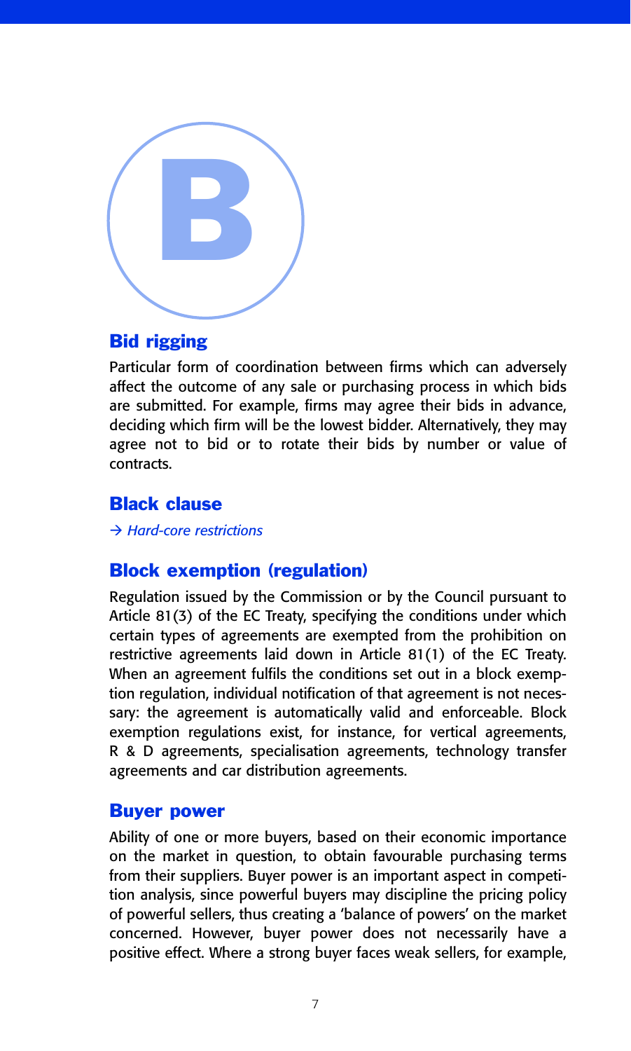# B

## Bid rigging

Particular form of coordination between firms which can adversely affect the outcome of any sale or purchasing process in which bids are submitted. For example, firms may agree their bids in advance, deciding which firm will be the lowest bidder. Alternatively, they may agree not to bid or to rotate their bids by number or value of contracts.

## Black clause

→ *Hard-core restrictions*

## Block exemption (regulation)

Regulation issued by the Commission or by the Council pursuant to Article 81(3) of the EC Treaty, specifying the conditions under which certain types of agreements are exempted from the prohibition on restrictive agreements laid down in Article 81(1) of the EC Treaty. When an agreement fulfils the conditions set out in a block exemption regulation, individual notification of that agreement is not necessary: the agreement is automatically valid and enforceable. Block exemption regulations exist, for instance, for vertical agreements, R & D agreements, specialisation agreements, technology transfer agreements and car distribution agreements.

## Buyer power

Ability of one or more buyers, based on their economic importance on the market in question, to obtain favourable purchasing terms from their suppliers. Buyer power is an important aspect in competition analysis, since powerful buyers may discipline the pricing policy of powerful sellers, thus creating a 'balance of powers' on the market concerned. However, buyer power does not necessarily have a positive effect. Where a strong buyer faces weak sellers, for example,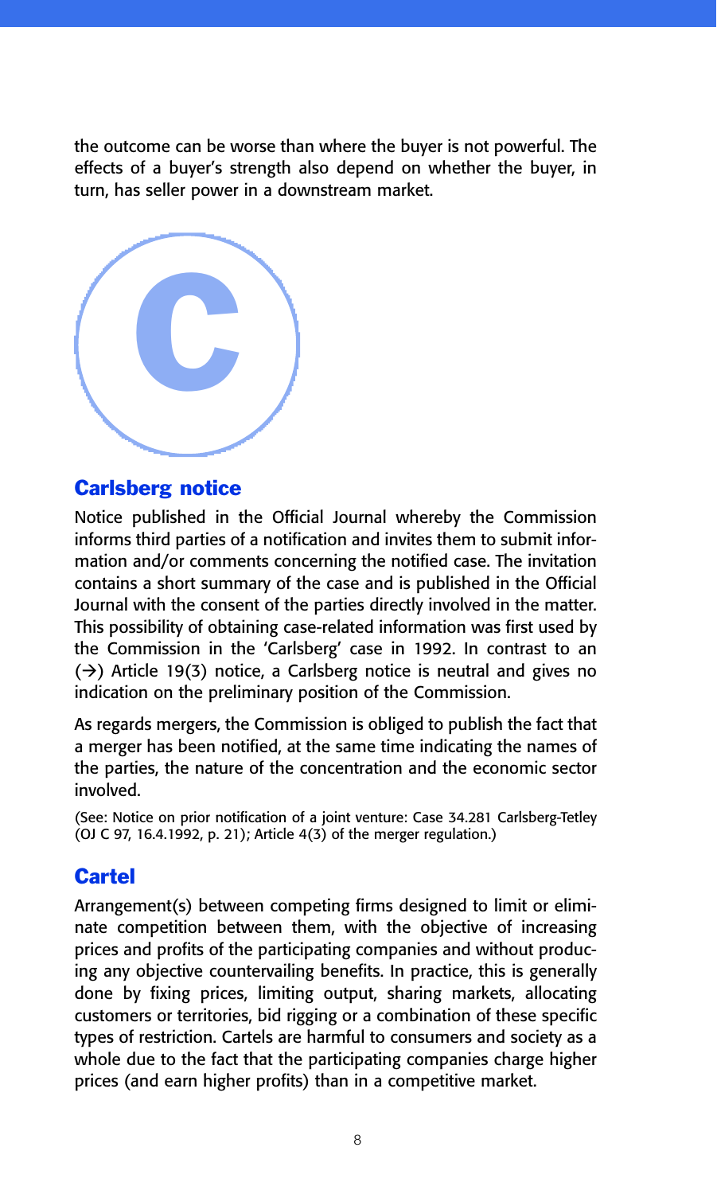the outcome can be worse than where the buyer is not powerful. The effects of a buyer's strength also depend on whether the buyer, in turn, has seller power in a downstream market.

# C

## Carlsberg notice

Notice published in the Official Journal whereby the Commission informs third parties of a notification and invites them to submit information and/or comments concerning the notified case. The invitation contains a short summary of the case and is published in the Official Journal with the consent of the parties directly involved in the matter. This possibility of obtaining case-related information was first used by the Commission in the 'Carlsberg' case in 1992. In contrast to an (→) Article 19(3) notice, a Carlsberg notice is neutral and gives no indication on the preliminary position of the Commission.

As regards mergers, the Commission is obliged to publish the fact that a merger has been notified, at the same time indicating the names of the parties, the nature of the concentration and the economic sector involved.

(See: Notice on prior notification of a joint venture: Case 34.281 Carlsberg-Tetley (OJ C 97, 16.4.1992, p. 21); Article 4(3) of the merger regulation.)

## Cartel

Arrangement(s) between competing firms designed to limit or eliminate competition between them, with the objective of increasing prices and profits of the participating companies and without producing any objective countervailing benefits. In practice, this is generally done by fixing prices, limiting output, sharing markets, allocating customers or territories, bid rigging or a combination of these specific types of restriction. Cartels are harmful to consumers and society as a whole due to the fact that the participating companies charge higher prices (and earn higher profits) than in a competitive market.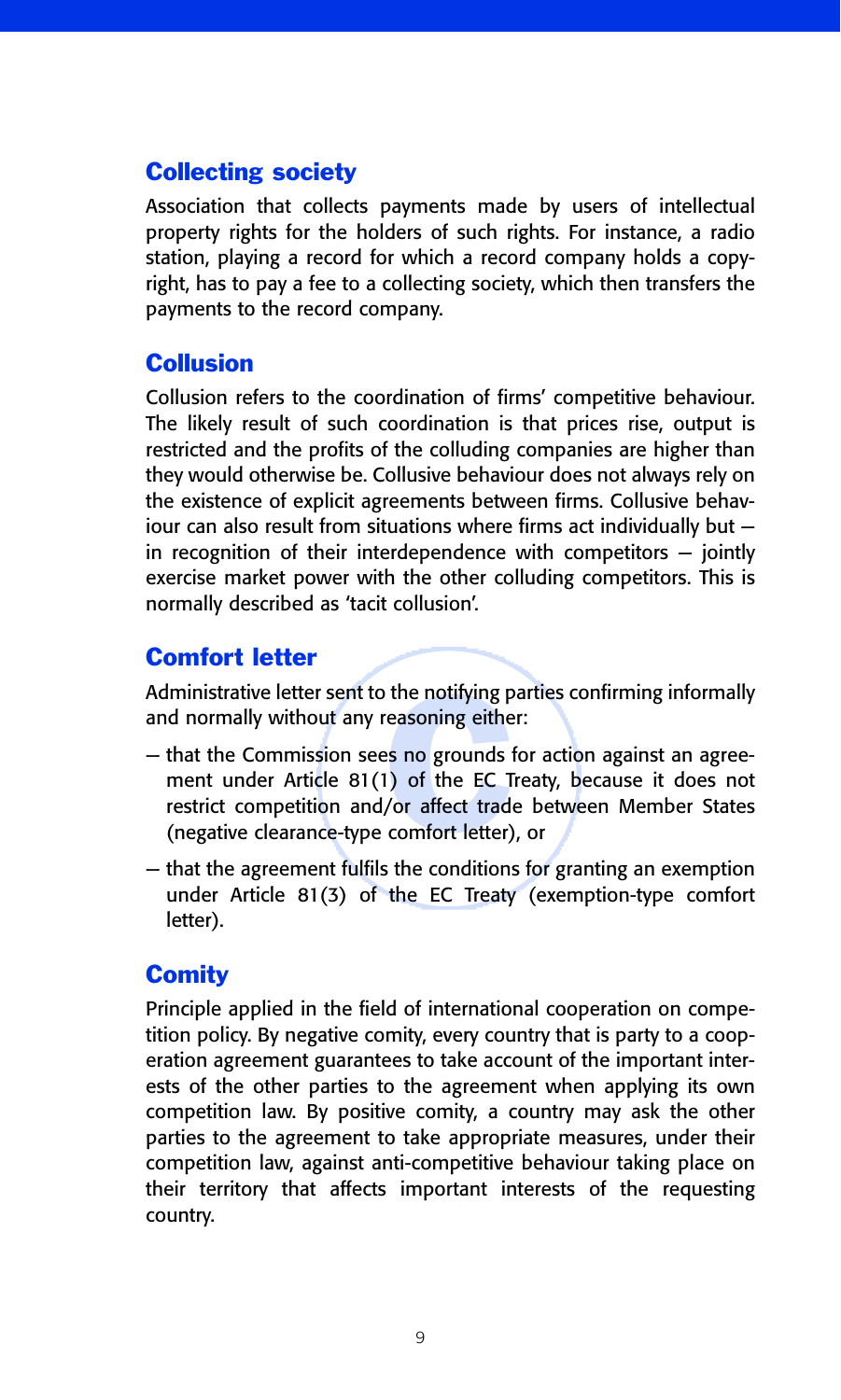## Collecting society

Association that collects payments made by users of intellectual property rights for the holders of such rights. For instance, a radio station, playing a record for which a record company holds a copyright, has to pay a fee to a collecting society, which then transfers the payments to the record company.

## Collusion

Collusion refers to the coordination of firms' competitive behaviour. The likely result of such coordination is that prices rise, output is restricted and the profits of the colluding companies are higher than they would otherwise be. Collusive behaviour does not always rely on the existence of explicit agreements between firms. Collusive behaviour can also result from situations where firms act individually but — in recognition of their interdependence with competitors — jointly exercise market power with the other colluding competitors. This is normally described as 'tacit collusion'.

## Comfort letter

Administrative letter sent to the notifying parties confirming informally and normally without any reasoning either:

- that the Commission sees no grounds for action against an agreement under Article 81(1) of the EC Treaty, because it does not restrict competition and/or affect trade between Member States (negative clearance-type comfort letter), or
- that the agreement fulfils the conditions for granting an exemption under Article 81(3) of the EC Treaty (exemption-type comfort letter).

## Comity

Principle applied in the field of international cooperation on competition policy. By negative comity, every country that is party to a cooperation agreement guarantees to take account of the important interests of the other parties to the agreement when applying its own competition law. By positive comity, a country may ask the other parties to the agreement to take appropriate measures, under their competition law, against anti-competitive behaviour taking place on their territory that affects important interests of the requesting country.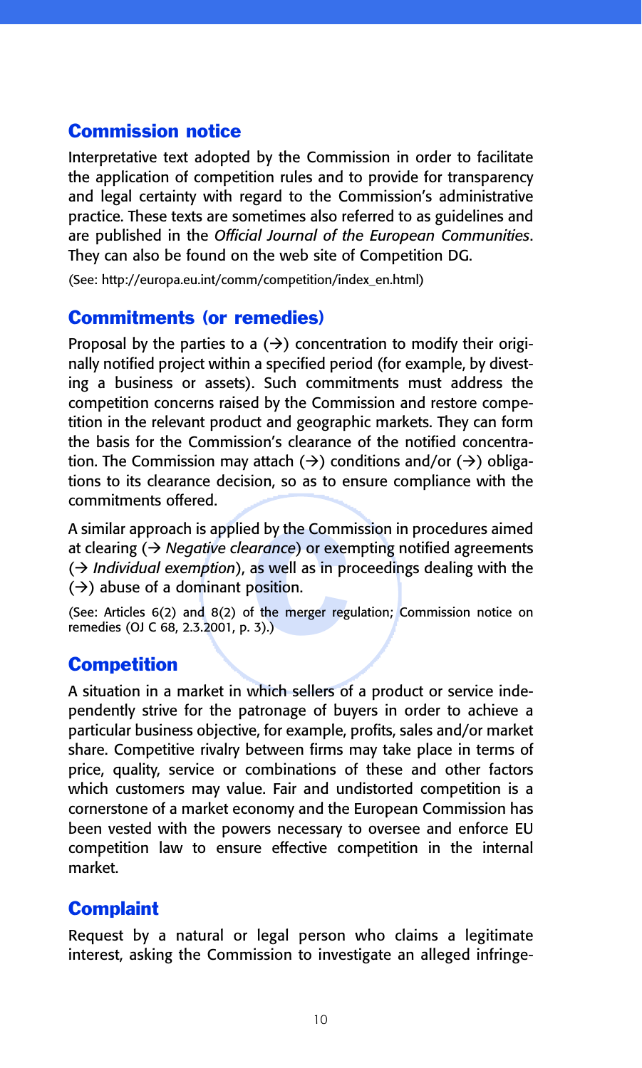## Commission notice

Interpretative text adopted by the Commission in order to facilitate the application of competition rules and to provide for transparency and legal certainty with regard to the Commission's administrative practice. These texts are sometimes also referred to as guidelines and are published in the *Official Journal of the European Communities*. They can also be found on the web site of Competition DG.

(See: http://europa.eu.int/comm/competition/index_en.html)

## Commitments (or remedies)

Proposal by the parties to a (→) concentration to modify their originally notified project within a specified period (for example, by divesting a business or assets). Such commitments must address the competition concerns raised by the Commission and restore competition in the relevant product and geographic markets. They can form the basis for the Commission's clearance of the notified concentration. The Commission may attach (→) conditions and/or (→) obligations to its clearance decision, so as to ensure compliance with the commitments offered.

A similar approach is applied by the Commission in procedures aimed at clearing (→ *Negative clearance*) or exempting notified agreements (→ *Individual exemption*), as well as in proceedings dealing with the (→) abuse of a dominant position.

(See: Articles 6(2) and 8(2) of the merger regulation; Commission notice on remedies (OJ C 68, 2.3.2001, p. 3).)

## Competition

A situation in a market in which sellers of a product or service independently strive for the patronage of buyers in order to achieve a particular business objective, for example, profits, sales and/or market share. Competitive rivalry between firms may take place in terms of price, quality, service or combinations of these and other factors which customers may value. Fair and undistorted competition is a cornerstone of a market economy and the European Commission has been vested with the powers necessary to oversee and enforce EU competition law to ensure effective competition in the internal market.

## Complaint

Request by a natural or legal person who claims a legitimate interest, asking the Commission to investigate an alleged infringe-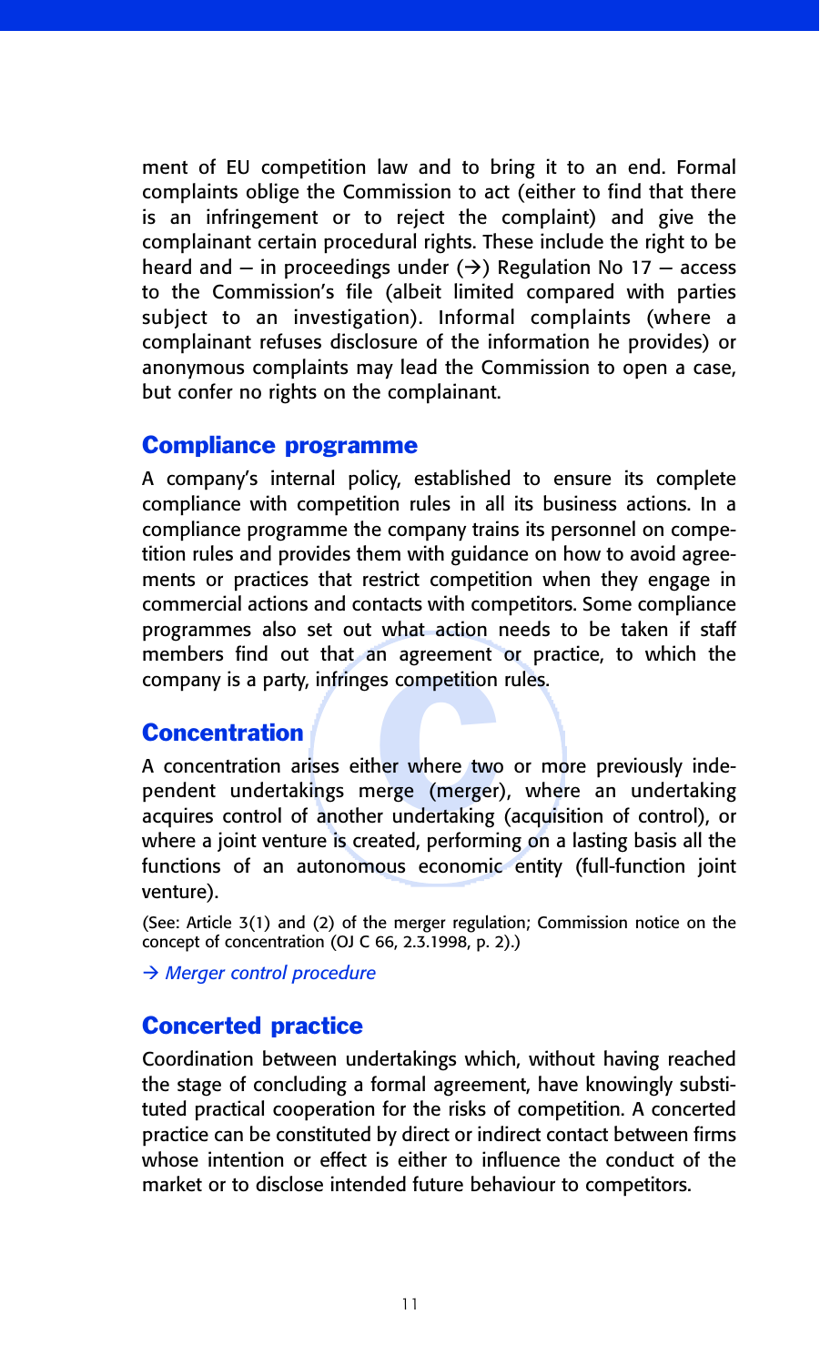ment of EU competition law and to bring it to an end. Formal complaints oblige the Commission to act (either to find that there is an infringement or to reject the complaint) and give the complainant certain procedural rights. These include the right to be heard and — in proceedings under (→) Regulation No 17 — access to the Commission's file (albeit limited compared with parties subject to an investigation). Informal complaints (where a complainant refuses disclosure of the information he provides) or anonymous complaints may lead the Commission to open a case, but confer no rights on the complainant.

## Compliance programme

A company's internal policy, established to ensure its complete compliance with competition rules in all its business actions. In a compliance programme the company trains its personnel on competition rules and provides them with guidance on how to avoid agreements or practices that restrict competition when they engage in commercial actions and contacts with competitors. Some compliance programmes also set out what action needs to be taken if staff members find out that an agreement or practice, to which the company is a party, infringes competition rules.

## Concentration

A concentration arises either where two or more previously independent undertakings merge (merger), where an undertaking acquires control of another undertaking (acquisition of control), or where a joint venture is created, performing on a lasting basis all the functions of an autonomous economic entity (full-function joint venture).

(See: Article 3(1) and (2) of the merger regulation; Commission notice on the concept of concentration (OJ C 66, 2.3.1998, p. 2).)

*→ Merger control procedure*

## Concerted practice

Coordination between undertakings which, without having reached the stage of concluding a formal agreement, have knowingly substituted practical cooperation for the risks of competition. A concerted practice can be constituted by direct or indirect contact between firms whose intention or effect is either to influence the conduct of the market or to disclose intended future behaviour to competitors.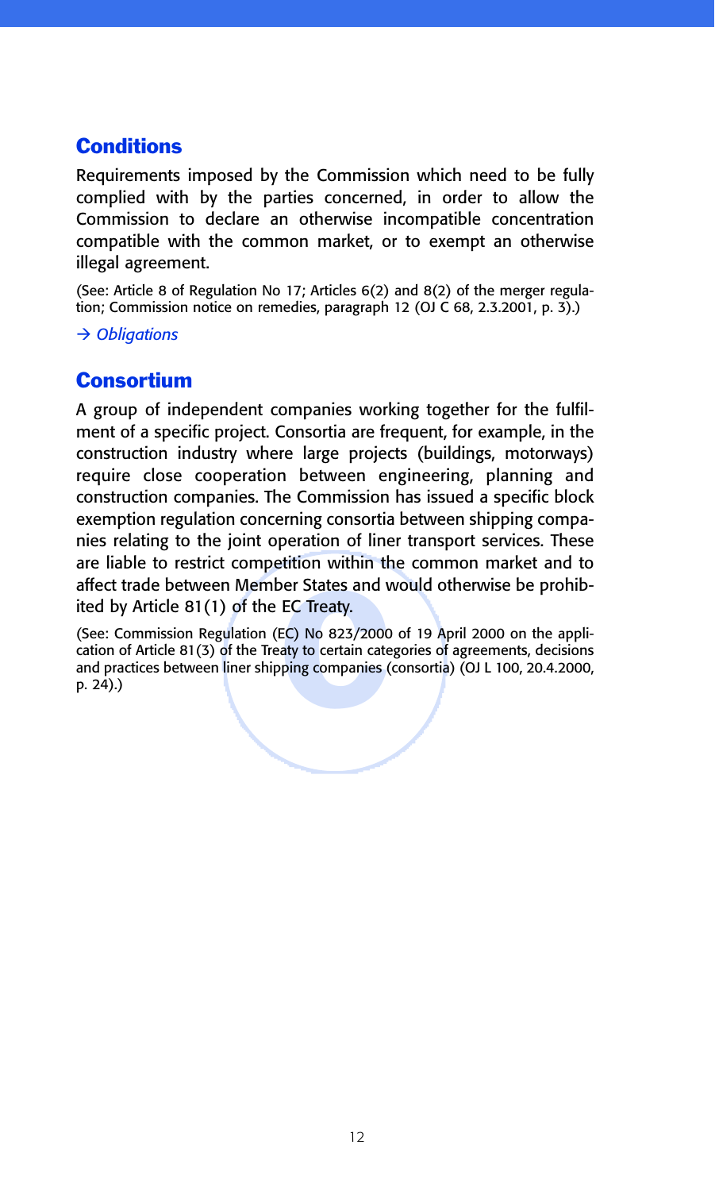## Conditions

Requirements imposed by the Commission which need to be fully complied with by the parties concerned, in order to allow the Commission to declare an otherwise incompatible concentration compatible with the common market, or to exempt an otherwise illegal agreement.

(See: Article 8 of Regulation No 17; Articles 6(2) and 8(2) of the merger regulation; Commission notice on remedies, paragraph 12 (OJ C 68, 2.3.2001, p. 3).)

→ *Obligations*

## Consortium

A group of independent companies working together for the fulfilment of a specific project. Consortia are frequent, for example, in the construction industry where large projects (buildings, motorways) require close cooperation between engineering, planning and construction companies. The Commission has issued a specific block exemption regulation concerning consortia between shipping companies relating to the joint operation of liner transport services. These are liable to restrict competition within the common market and to affect trade between Member States and would otherwise be prohibited by Article 81(1) of the EC Treaty.

(See: Commission Regulation (EC) No 823/2000 of 19 April 2000 on the application of Article 81(3) of the Treaty to certain categories of agreements, decisions and practices between liner shipping companies (consortia) (OJ L 100, 20.4.2000, p. 24).)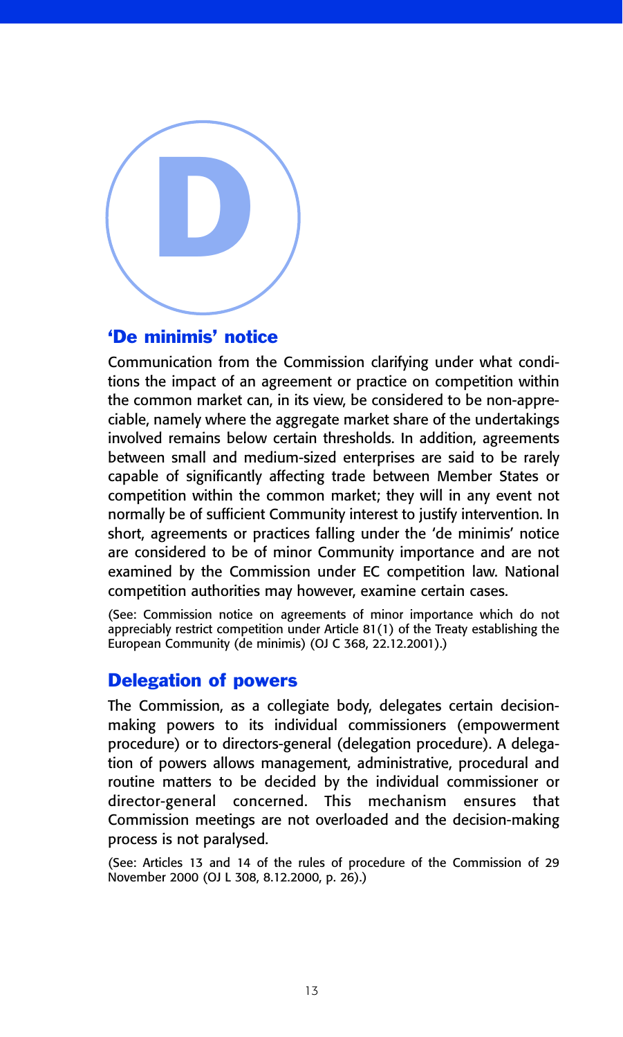# D

## 'De minimis' notice

Communication from the Commission clarifying under what conditions the impact of an agreement or practice on competition within the common market can, in its view, be considered to be non-appreciable, namely where the aggregate market share of the undertakings involved remains below certain thresholds. In addition, agreements between small and medium-sized enterprises are said to be rarely capable of significantly affecting trade between Member States or competition within the common market; they will in any event not normally be of sufficient Community interest to justify intervention. In short, agreements or practices falling under the 'de minimis' notice are considered to be of minor Community importance and are not examined by the Commission under EC competition law. National competition authorities may however, examine certain cases.

(See: Commission notice on agreements of minor importance which do not appreciably restrict competition under Article 81(1) of the Treaty establishing the European Community (de minimis) (OJ C 368, 22.12.2001).)

## Delegation of powers

The Commission, as a collegiate body, delegates certain decision-making powers to its individual commissioners (empowerment procedure) or to directors-general (delegation procedure). A delegation of powers allows management, administrative, procedural and routine matters to be decided by the individual commissioner or director-general concerned. This mechanism ensures that Commission meetings are not overloaded and the decision-making process is not paralysed.

(See: Articles 13 and 14 of the rules of procedure of the Commission of 29 November 2000 (OJ L 308, 8.12.2000, p. 26).)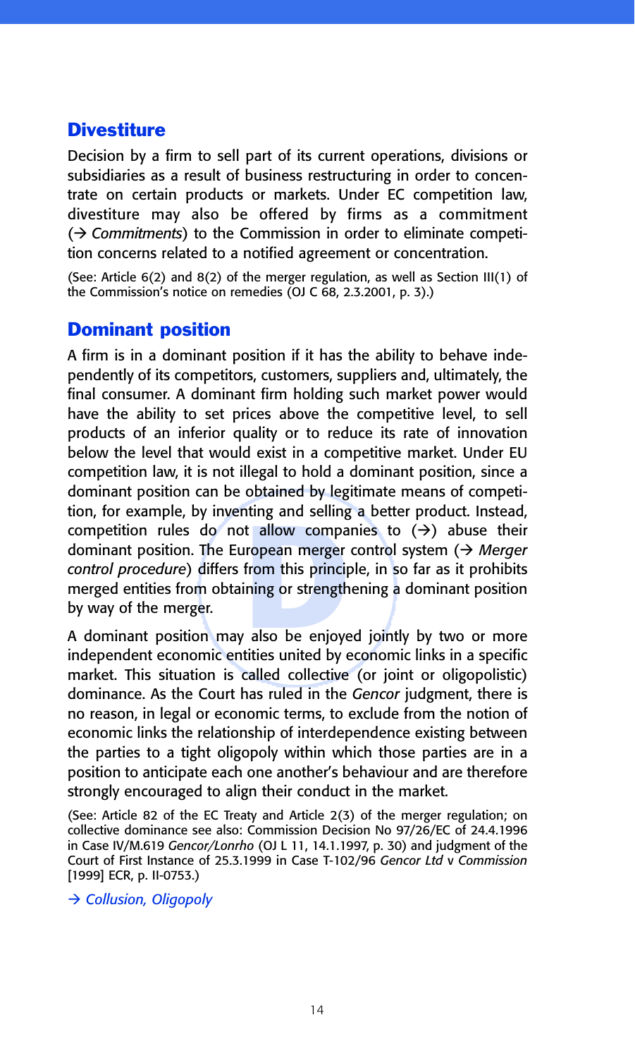## Divestiture

Decision by a firm to sell part of its current operations, divisions or subsidiaries as a result of business restructuring in order to concentrate on certain products or markets. Under EC competition law, divestiture may also be offered by firms as a commitment (→ *Commitments*) to the Commission in order to eliminate competition concerns related to a notified agreement or concentration.

(See: Article 6(2) and 8(2) of the merger regulation, as well as Section III(1) of the Commission's notice on remedies (OJ C 68, 2.3.2001, p. 3).)

## Dominant position

A firm is in a dominant position if it has the ability to behave independently of its competitors, customers, suppliers and, ultimately, the final consumer. A dominant firm holding such market power would have the ability to set prices above the competitive level, to sell products of an inferior quality or to reduce its rate of innovation below the level that would exist in a competitive market. Under EU competition law, it is not illegal to hold a dominant position, since a dominant position can be obtained by legitimate means of competition, for example, by inventing and selling a better product. Instead, competition rules do not allow companies to (→) abuse their dominant position. The European merger control system (→ *Merger control procedure*) differs from this principle, in so far as it prohibits merged entities from obtaining or strengthening a dominant position by way of the merger.

A dominant position may also be enjoyed jointly by two or more independent economic entities united by economic links in a specific market. This situation is called collective (or joint or oligopolistic) dominance. As the Court has ruled in the *Gencor* judgment, there is no reason, in legal or economic terms, to exclude from the notion of economic links the relationship of interdependence existing between the parties to a tight oligopoly within which those parties are in a position to anticipate each one another's behaviour and are therefore strongly encouraged to align their conduct in the market.

(See: Article 82 of the EC Treaty and Article 2(3) of the merger regulation; on collective dominance see also: Commission Decision No 97/26/EC of 24.4.1996 in Case IV/M.619 *Gencor/Lonrho* (OJ L 11, 14.1.1997, p. 30) and judgment of the Court of First Instance of 25.3.1999 in Case T-102/96 *Gencor Ltd* v *Commission* [1999] ECR, p. II-0753.)

→ *Collusion, Oligopoly*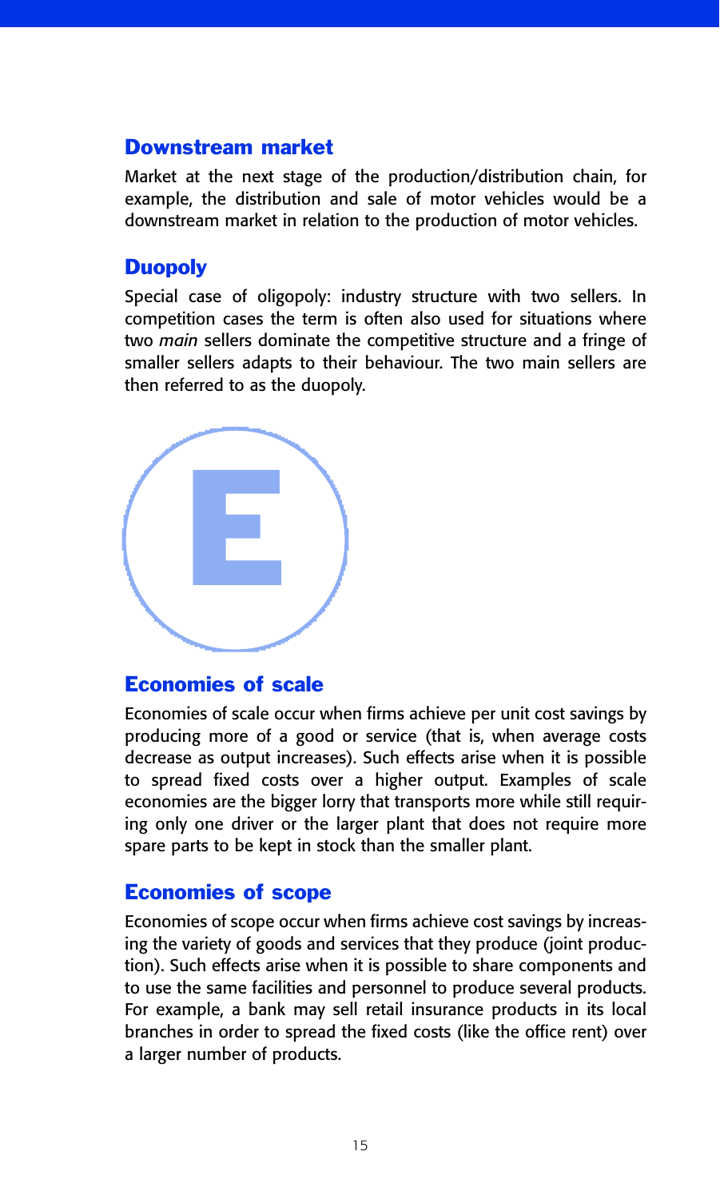## Downstream market

Market at the next stage of the production/distribution chain, for example, the distribution and sale of motor vehicles would be a downstream market in relation to the production of motor vehicles.

## Duopoly

Special case of oligopoly: industry structure with two sellers. In competition cases the term is often also used for situations where two *main* sellers dominate the competitive structure and a fringe of smaller sellers adapts to their behaviour. The two main sellers are then referred to as the duopoly.

# E

## Economies of scale

Economies of scale occur when firms achieve per unit cost savings by producing more of a good or service (that is, when average costs decrease as output increases). Such effects arise when it is possible to spread fixed costs over a higher output. Examples of scale economies are the bigger lorry that transports more while still requiring only one driver or the larger plant that does not require more spare parts to be kept in stock than the smaller plant.

## Economies of scope

Economies of scope occur when firms achieve cost savings by increasing the variety of goods and services that they produce (joint production). Such effects arise when it is possible to share components and to use the same facilities and personnel to produce several products. For example, a bank may sell retail insurance products in its local branches in order to spread the fixed costs (like the office rent) over a larger number of products.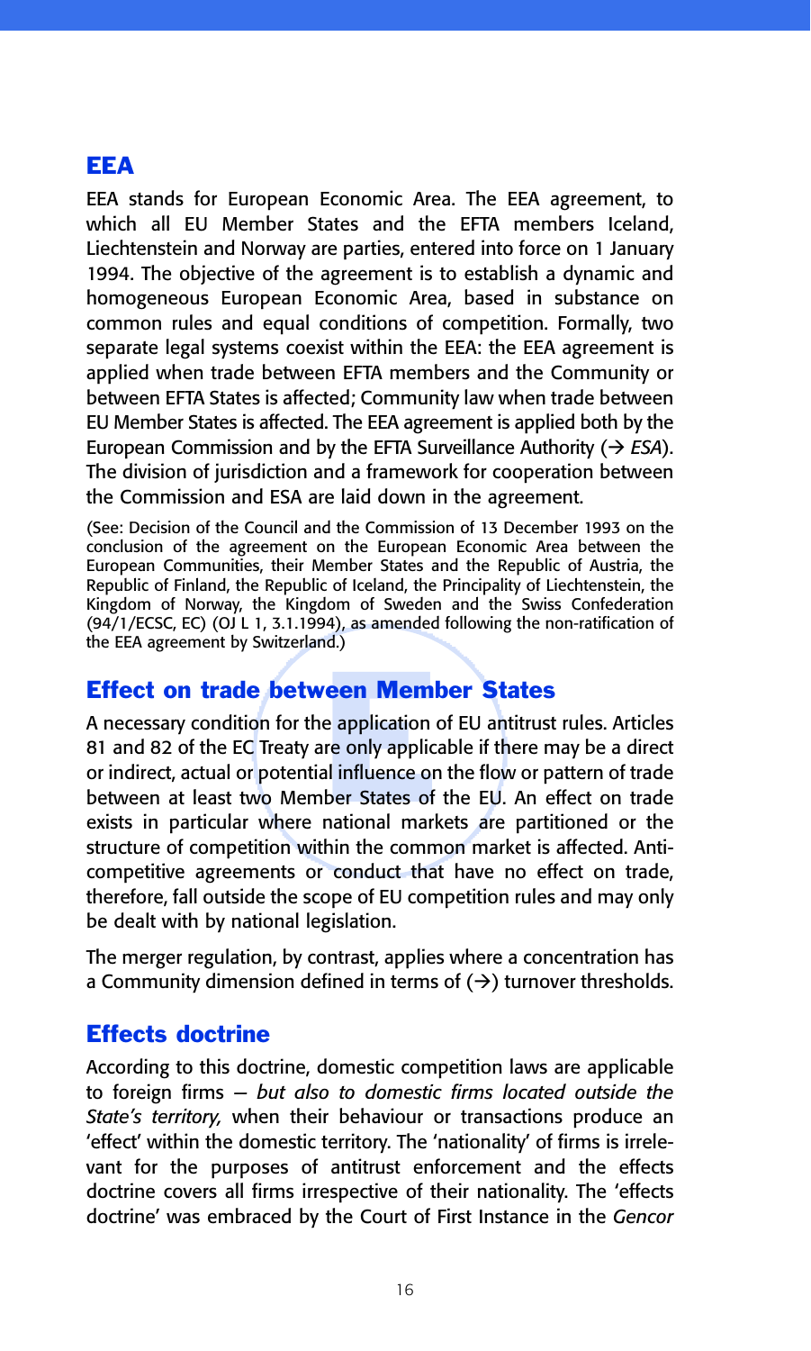## EEA

EEA stands for European Economic Area. The EEA agreement, to which all EU Member States and the EFTA members Iceland, Liechtenstein and Norway are parties, entered into force on 1 January 1994. The objective of the agreement is to establish a dynamic and homogeneous European Economic Area, based in substance on common rules and equal conditions of competition. Formally, two separate legal systems coexist within the EEA: the EEA agreement is applied when trade between EFTA members and the Community or between EFTA States is affected; Community law when trade between EU Member States is affected. The EEA agreement is applied both by the European Commission and by the EFTA Surveillance Authority (→ *ESA*). The division of jurisdiction and a framework for cooperation between the Commission and ESA are laid down in the agreement.

(See: Decision of the Council and the Commission of 13 December 1993 on the conclusion of the agreement on the European Economic Area between the European Communities, their Member States and the Republic of Austria, the Republic of Finland, the Republic of Iceland, the Principality of Liechtenstein, the Kingdom of Norway, the Kingdom of Sweden and the Swiss Confederation (94/1/ECSC, EC) (OJ L 1, 3.1.1994), as amended following the non-ratification of the EEA agreement by Switzerland.)

## Effect on trade between Member States

A necessary condition for the application of EU antitrust rules. Articles 81 and 82 of the EC Treaty are only applicable if there may be a direct or indirect, actual or potential influence on the flow or pattern of trade between at least two Member States of the EU. An effect on trade exists in particular where national markets are partitioned or the structure of competition within the common market is affected. Anti-competitive agreements or conduct that have no effect on trade, therefore, fall outside the scope of EU competition rules and may only be dealt with by national legislation.

The merger regulation, by contrast, applies where a concentration has a Community dimension defined in terms of (→) turnover thresholds.

## Effects doctrine

According to this doctrine, domestic competition laws are applicable to foreign firms — *but also to domestic firms located outside the State's territory,* when their behaviour or transactions produce an 'effect' within the domestic territory. The 'nationality' of firms is irrelevant for the purposes of antitrust enforcement and the effects doctrine covers all firms irrespective of their nationality. The 'effects doctrine' was embraced by the Court of First Instance in the *Gencor*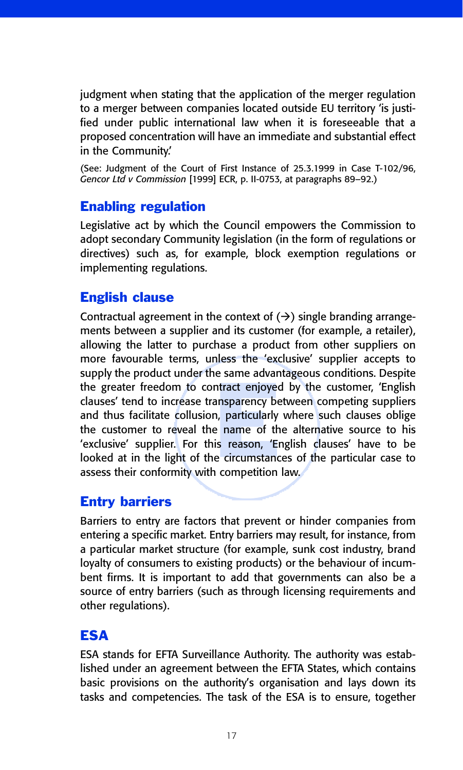judgment when stating that the application of the merger regulation to a merger between companies located outside EU territory 'is justified under public international law when it is foreseeable that a proposed concentration will have an immediate and substantial effect in the Community.'

(See: Judgment of the Court of First Instance of 25.3.1999 in Case T-102/96, *Gencor Ltd v Commission* [1999] ECR, p. II-0753, at paragraphs 89–92.)

## Enabling regulation

Legislative act by which the Council empowers the Commission to adopt secondary Community legislation (in the form of regulations or directives) such as, for example, block exemption regulations or implementing regulations.

## English clause

Contractual agreement in the context of (→) single branding arrangements between a supplier and its customer (for example, a retailer), allowing the latter to purchase a product from other suppliers on more favourable terms, unless the 'exclusive' supplier accepts to supply the product under the same advantageous conditions. Despite the greater freedom to contract enjoyed by the customer, 'English clauses' tend to increase transparency between competing suppliers and thus facilitate collusion, particularly where such clauses oblige the customer to reveal the name of the alternative source to his 'exclusive' supplier. For this reason, 'English clauses' have to be looked at in the light of the circumstances of the particular case to assess their conformity with competition law.

## Entry barriers

Barriers to entry are factors that prevent or hinder companies from entering a specific market. Entry barriers may result, for instance, from a particular market structure (for example, sunk cost industry, brand loyalty of consumers to existing products) or the behaviour of incumbent firms. It is important to add that governments can also be a source of entry barriers (such as through licensing requirements and other regulations).

## ESA

ESA stands for EFTA Surveillance Authority. The authority was established under an agreement between the EFTA States, which contains basic provisions on the authority's organisation and lays down its tasks and competencies. The task of the ESA is to ensure, together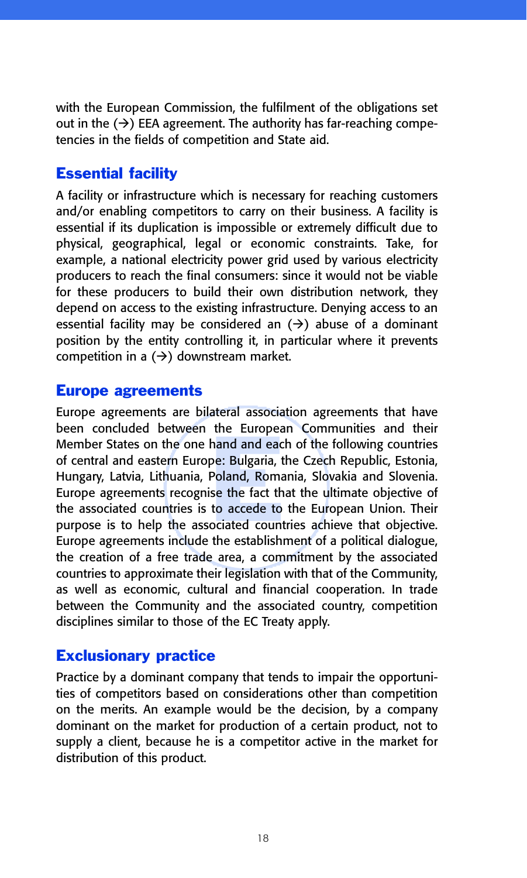with the European Commission, the fulfilment of the obligations set out in the (→) EEA agreement. The authority has far-reaching competencies in the fields of competition and State aid.

## Essential facility

A facility or infrastructure which is necessary for reaching customers and/or enabling competitors to carry on their business. A facility is essential if its duplication is impossible or extremely difficult due to physical, geographical, legal or economic constraints. Take, for example, a national electricity power grid used by various electricity producers to reach the final consumers: since it would not be viable for these producers to build their own distribution network, they depend on access to the existing infrastructure. Denying access to an essential facility may be considered an (→) abuse of a dominant position by the entity controlling it, in particular where it prevents competition in a (→) downstream market.

## Europe agreements

Europe agreements are bilateral association agreements that have been concluded between the European Communities and their Member States on the one hand and each of the following countries of central and eastern Europe: Bulgaria, the Czech Republic, Estonia, Hungary, Latvia, Lithuania, Poland, Romania, Slovakia and Slovenia. Europe agreements recognise the fact that the ultimate objective of the associated countries is to accede to the European Union. Their purpose is to help the associated countries achieve that objective. Europe agreements include the establishment of a political dialogue, the creation of a free trade area, a commitment by the associated countries to approximate their legislation with that of the Community, as well as economic, cultural and financial cooperation. In trade between the Community and the associated country, competition disciplines similar to those of the EC Treaty apply.

## Exclusionary practice

Practice by a dominant company that tends to impair the opportunities of competitors based on considerations other than competition on the merits. An example would be the decision, by a company dominant on the market for production of a certain product, not to supply a client, because he is a competitor active in the market for distribution of this product.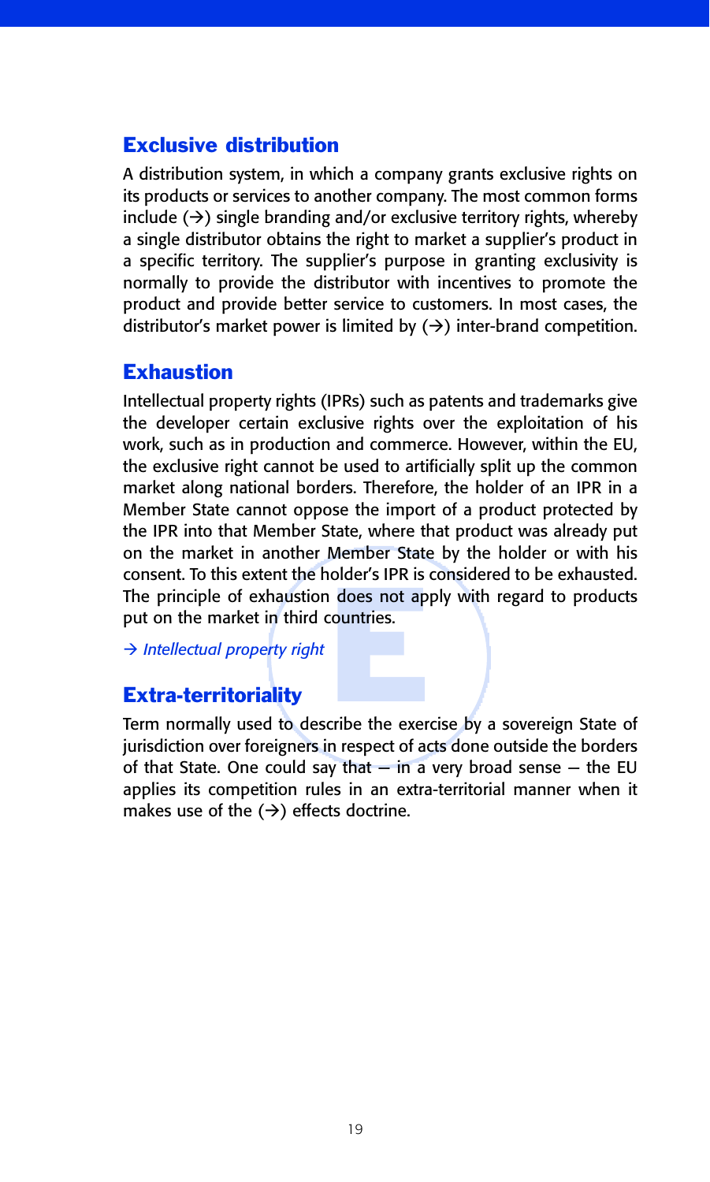## Exclusive distribution

A distribution system, in which a company grants exclusive rights on its products or services to another company. The most common forms include (→) single branding and/or exclusive territory rights, whereby a single distributor obtains the right to market a supplier's product in a specific territory. The supplier's purpose in granting exclusivity is normally to provide the distributor with incentives to promote the product and provide better service to customers. In most cases, the distributor's market power is limited by (→) inter-brand competition.

## Exhaustion

Intellectual property rights (IPRs) such as patents and trademarks give the developer certain exclusive rights over the exploitation of his work, such as in production and commerce. However, within the EU, the exclusive right cannot be used to artificially split up the common market along national borders. Therefore, the holder of an IPR in a Member State cannot oppose the import of a product protected by the IPR into that Member State, where that product was already put on the market in another Member State by the holder or with his consent. To this extent the holder's IPR is considered to be exhausted. The principle of exhaustion does not apply with regard to products put on the market in third countries.

*→ Intellectual property right*

## Extra-territoriality

Term normally used to describe the exercise by a sovereign State of jurisdiction over foreigners in respect of acts done outside the borders of that State. One could say that — in a very broad sense — the EU applies its competition rules in an extra-territorial manner when it makes use of the (→) effects doctrine.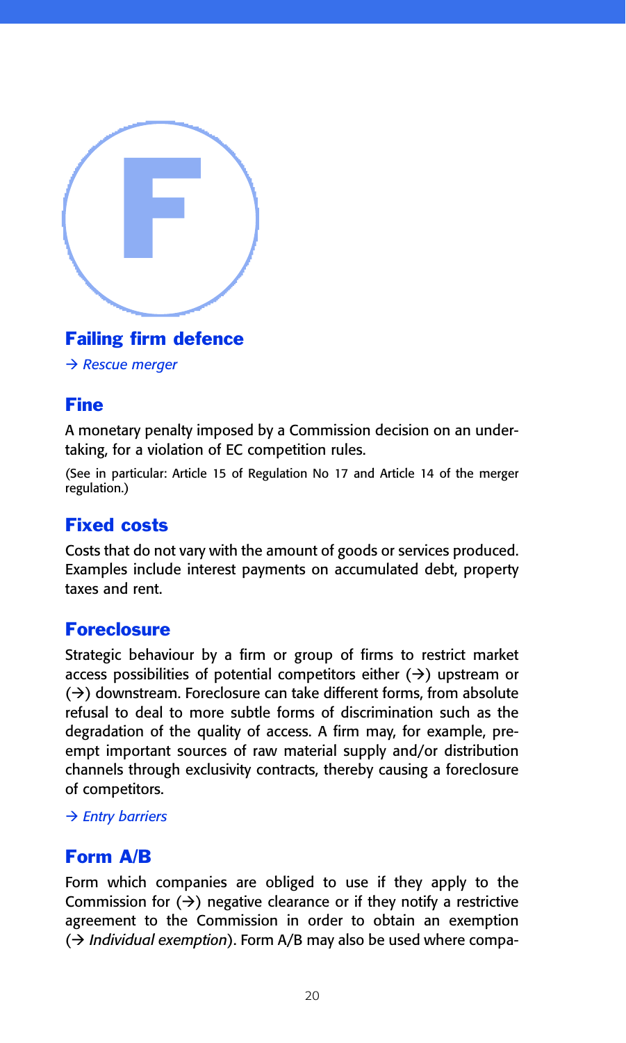# F

## Failing firm defence

→ *Rescue merger*

## Fine

A monetary penalty imposed by a Commission decision on an undertaking, for a violation of EC competition rules.

(See in particular: Article 15 of Regulation No 17 and Article 14 of the merger regulation.)

## Fixed costs

Costs that do not vary with the amount of goods or services produced. Examples include interest payments on accumulated debt, property taxes and rent.

## Foreclosure

Strategic behaviour by a firm or group of firms to restrict market access possibilities of potential competitors either (→) upstream or (→) downstream. Foreclosure can take different forms, from absolute refusal to deal to more subtle forms of discrimination such as the degradation of the quality of access. A firm may, for example, pre-empt important sources of raw material supply and/or distribution channels through exclusivity contracts, thereby causing a foreclosure of competitors.

→ *Entry barriers*

## Form A/B

Form which companies are obliged to use if they apply to the Commission for (→) negative clearance or if they notify a restrictive agreement to the Commission in order to obtain an exemption (→ *Individual exemption*). Form A/B may also be used where compa-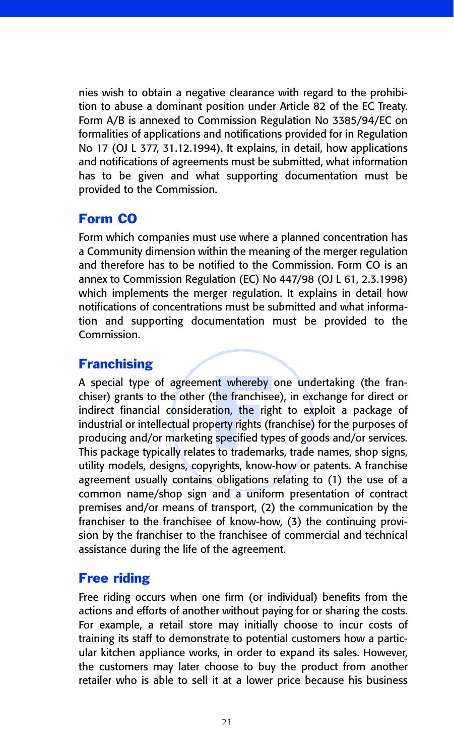nies wish to obtain a negative clearance with regard to the prohibition to abuse a dominant position under Article 82 of the EC Treaty. Form A/B is annexed to Commission Regulation No 3385/94/EC on formalities of applications and notifications provided for in Regulation No 17 (OJ L 377, 31.12.1994). It explains, in detail, how applications and notifications of agreements must be submitted, what information has to be given and what supporting documentation must be provided to the Commission.

## Form CO

Form which companies must use where a planned concentration has a Community dimension within the meaning of the merger regulation and therefore has to be notified to the Commission. Form CO is an annex to Commission Regulation (EC) No 447/98 (OJ L 61, 2.3.1998) which implements the merger regulation. It explains in detail how notifications of concentrations must be submitted and what information and supporting documentation must be provided to the Commission.

## Franchising

A special type of agreement whereby one undertaking (the franchiser) grants to the other (the franchisee), in exchange for direct or indirect financial consideration, the right to exploit a package of industrial or intellectual property rights (franchise) for the purposes of producing and/or marketing specified types of goods and/or services. This package typically relates to trademarks, trade names, shop signs, utility models, designs, copyrights, know-how or patents. A franchise agreement usually contains obligations relating to (1) the use of a common name/shop sign and a uniform presentation of contract premises and/or means of transport, (2) the communication by the franchiser to the franchisee of know-how, (3) the continuing provision by the franchiser to the franchisee of commercial and technical assistance during the life of the agreement.

## Free riding

Free riding occurs when one firm (or individual) benefits from the actions and efforts of another without paying for or sharing the costs. For example, a retail store may initially choose to incur costs of training its staff to demonstrate to potential customers how a particular kitchen appliance works, in order to expand its sales. However, the customers may later choose to buy the product from another retailer who is able to sell it at a lower price because his business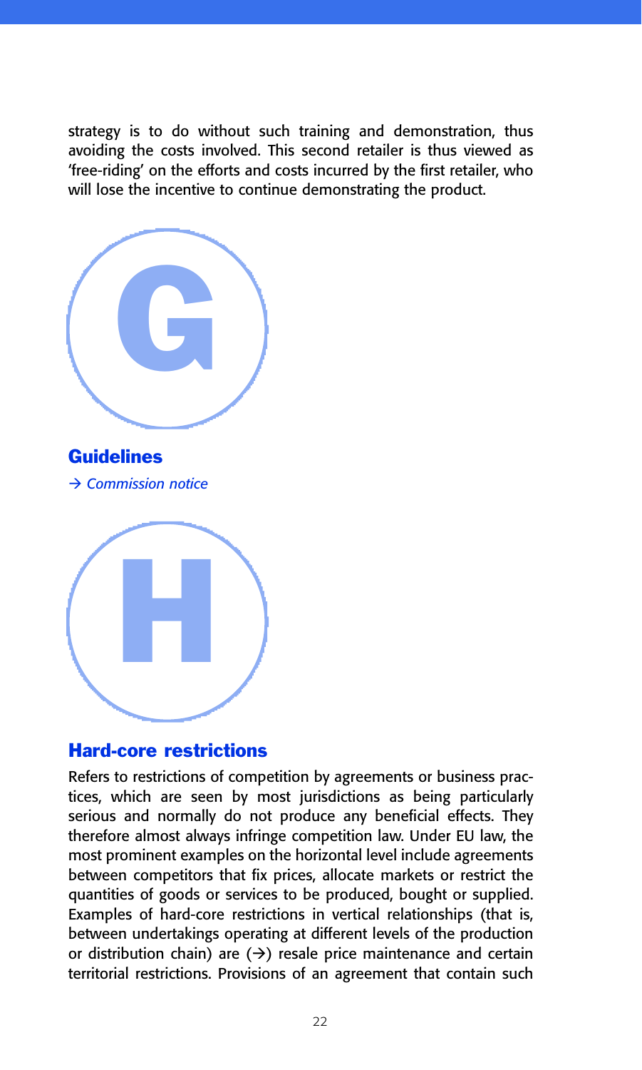strategy is to do without such training and demonstration, thus avoiding the costs involved. This second retailer is thus viewed as 'free-riding' on the efforts and costs incurred by the first retailer, who will lose the incentive to continue demonstrating the product.

G

## Guidelines

→ *Commission notice*

H

## Hard-core restrictions

Refers to restrictions of competition by agreements or business practices, which are seen by most jurisdictions as being particularly serious and normally do not produce any beneficial effects. They therefore almost always infringe competition law. Under EU law, the most prominent examples on the horizontal level include agreements between competitors that fix prices, allocate markets or restrict the quantities of goods or services to be produced, bought or supplied. Examples of hard-core restrictions in vertical relationships (that is, between undertakings operating at different levels of the production or distribution chain) are (→) resale price maintenance and certain territorial restrictions. Provisions of an agreement that contain such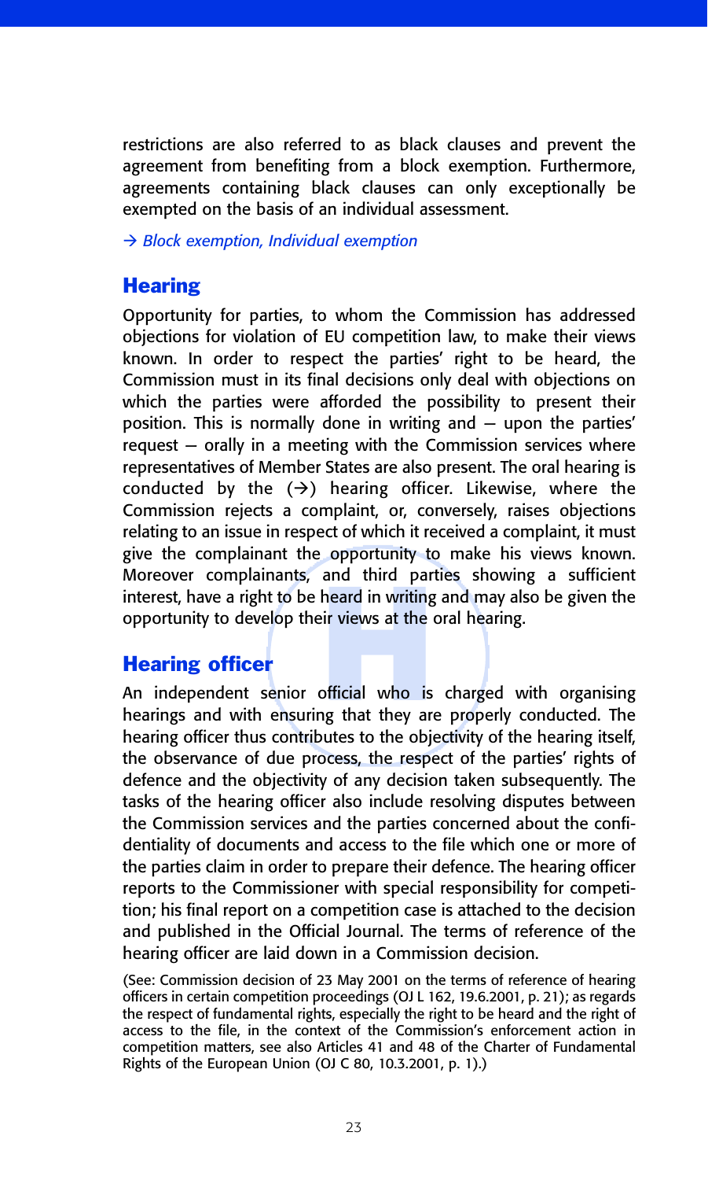restrictions are also referred to as black clauses and prevent the agreement from benefiting from a block exemption. Furthermore, agreements containing black clauses can only exceptionally be exempted on the basis of an individual assessment.

*→ Block exemption, Individual exemption*

## Hearing

Opportunity for parties, to whom the Commission has addressed objections for violation of EU competition law, to make their views known. In order to respect the parties' right to be heard, the Commission must in its final decisions only deal with objections on which the parties were afforded the possibility to present their position. This is normally done in writing and — upon the parties' request — orally in a meeting with the Commission services where representatives of Member States are also present. The oral hearing is conducted by the (→) hearing officer. Likewise, where the Commission rejects a complaint, or, conversely, raises objections relating to an issue in respect of which it received a complaint, it must give the complainant the opportunity to make his views known. Moreover complainants, and third parties showing a sufficient interest, have a right to be heard in writing and may also be given the opportunity to develop their views at the oral hearing.

## Hearing officer

An independent senior official who is charged with organising hearings and with ensuring that they are properly conducted. The hearing officer thus contributes to the objectivity of the hearing itself, the observance of due process, the respect of the parties' rights of defence and the objectivity of any decision taken subsequently. The tasks of the hearing officer also include resolving disputes between the Commission services and the parties concerned about the confidentiality of documents and access to the file which one or more of the parties claim in order to prepare their defence. The hearing officer reports to the Commissioner with special responsibility for competition; his final report on a competition case is attached to the decision and published in the Official Journal. The terms of reference of the hearing officer are laid down in a Commission decision.

(See: Commission decision of 23 May 2001 on the terms of reference of hearing officers in certain competition proceedings (OJ L 162, 19.6.2001, p. 21); as regards the respect of fundamental rights, especially the right to be heard and the right of access to the file, in the context of the Commission's enforcement action in competition matters, see also Articles 41 and 48 of the Charter of Fundamental Rights of the European Union (OJ C 80, 10.3.2001, p. 1).)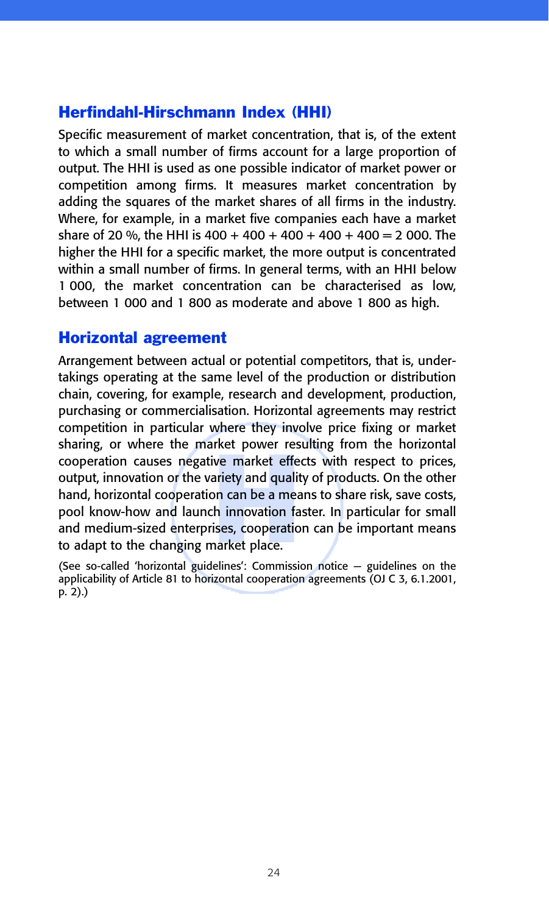## Herfindahl-Hirschmann Index (HHI)

Specific measurement of market concentration, that is, of the extent to which a small number of firms account for a large proportion of output. The HHI is used as one possible indicator of market power or competition among firms. It measures market concentration by adding the squares of the market shares of all firms in the industry. Where, for example, in a market five companies each have a market share of 20 %, the HHI is 400 + 400 + 400 + 400 + 400 = 2 000. The higher the HHI for a specific market, the more output is concentrated within a small number of firms. In general terms, with an HHI below 1 000, the market concentration can be characterised as low, between 1 000 and 1 800 as moderate and above 1 800 as high.

## Horizontal agreement

Arrangement between actual or potential competitors, that is, undertakings operating at the same level of the production or distribution chain, covering, for example, research and development, production, purchasing or commercialisation. Horizontal agreements may restrict competition in particular where they involve price fixing or market sharing, or where the market power resulting from the horizontal cooperation causes negative market effects with respect to prices, output, innovation or the variety and quality of products. On the other hand, horizontal cooperation can be a means to share risk, save costs, pool know-how and launch innovation faster. In particular for small and medium-sized enterprises, cooperation can be important means to adapt to the changing market place.

(See so-called 'horizontal guidelines': Commission notice — guidelines on the applicability of Article 81 to horizontal cooperation agreements (OJ C 3, 6.1.2001, p. 2).)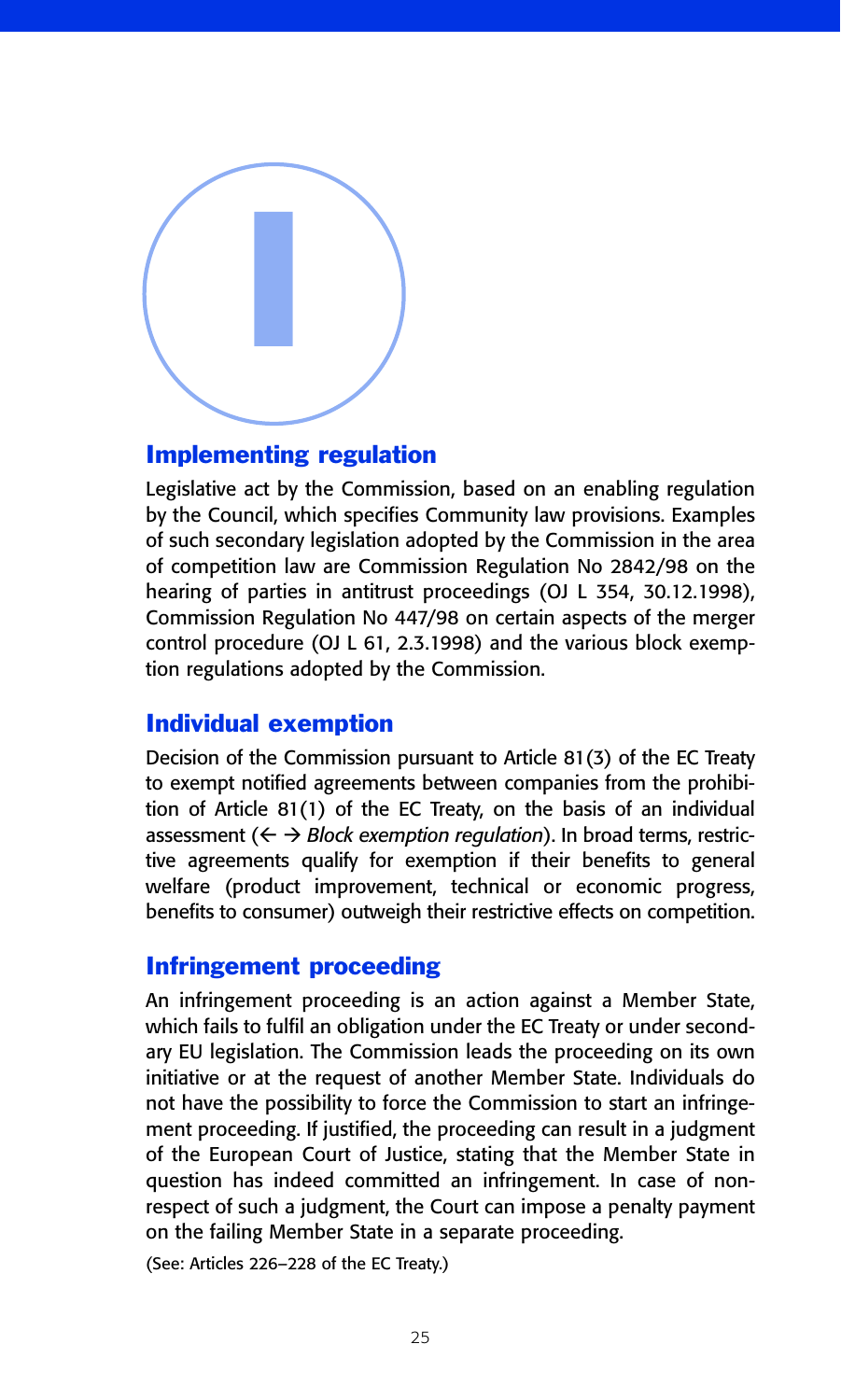# I

## Implementing regulation

Legislative act by the Commission, based on an enabling regulation by the Council, which specifies Community law provisions. Examples of such secondary legislation adopted by the Commission in the area of competition law are Commission Regulation No 2842/98 on the hearing of parties in antitrust proceedings (OJ L 354, 30.12.1998), Commission Regulation No 447/98 on certain aspects of the merger control procedure (OJ L 61, 2.3.1998) and the various block exemption regulations adopted by the Commission.

## Individual exemption

Decision of the Commission pursuant to Article 81(3) of the EC Treaty to exempt notified agreements between companies from the prohibition of Article 81(1) of the EC Treaty, on the basis of an individual assessment (← → *Block exemption regulation*). In broad terms, restrictive agreements qualify for exemption if their benefits to general welfare (product improvement, technical or economic progress, benefits to consumer) outweigh their restrictive effects on competition.

## Infringement proceeding

An infringement proceeding is an action against a Member State, which fails to fulfil an obligation under the EC Treaty or under secondary EU legislation. The Commission leads the proceeding on its own initiative or at the request of another Member State. Individuals do not have the possibility to force the Commission to start an infringement proceeding. If justified, the proceeding can result in a judgment of the European Court of Justice, stating that the Member State in question has indeed committed an infringement. In case of non-respect of such a judgment, the Court can impose a penalty payment on the failing Member State in a separate proceeding.

(See: Articles 226–228 of the EC Treaty.)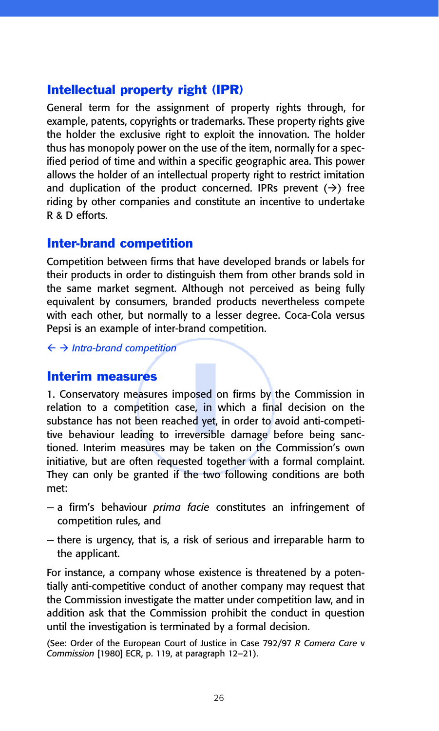## Intellectual property right (IPR)

General term for the assignment of property rights through, for example, patents, copyrights or trademarks. These property rights give the holder the exclusive right to exploit the innovation. The holder thus has monopoly power on the use of the item, normally for a specified period of time and within a specific geographic area. This power allows the holder of an intellectual property right to restrict imitation and duplication of the product concerned. IPRs prevent (→) free riding by other companies and constitute an incentive to undertake R & D efforts.

## Inter-brand competition

Competition between firms that have developed brands or labels for their products in order to distinguish them from other brands sold in the same market segment. Although not perceived as being fully equivalent by consumers, branded products nevertheless compete with each other, but normally to a lesser degree. Coca-Cola versus Pepsi is an example of inter-brand competition.

← → *Intra-brand competition*

## Interim measures

1. Conservatory measures imposed on firms by the Commission in relation to a competition case, in which a final decision on the substance has not been reached yet, in order to avoid anti-competitive behaviour leading to irreversible damage before being sanctioned. Interim measures may be taken on the Commission's own initiative, but are often requested together with a formal complaint. They can only be granted if the two following conditions are both met:

- a firm's behaviour *prima facie* constitutes an infringement of competition rules, and
- there is urgency, that is, a risk of serious and irreparable harm to the applicant.

For instance, a company whose existence is threatened by a potentially anti-competitive conduct of another company may request that the Commission investigate the matter under competition law, and in addition ask that the Commission prohibit the conduct in question until the investigation is terminated by a formal decision.

(See: Order of the European Court of Justice in Case 792/97 *R Camera Care* v *Commission* [1980] ECR, p. 119, at paragraph 12–21).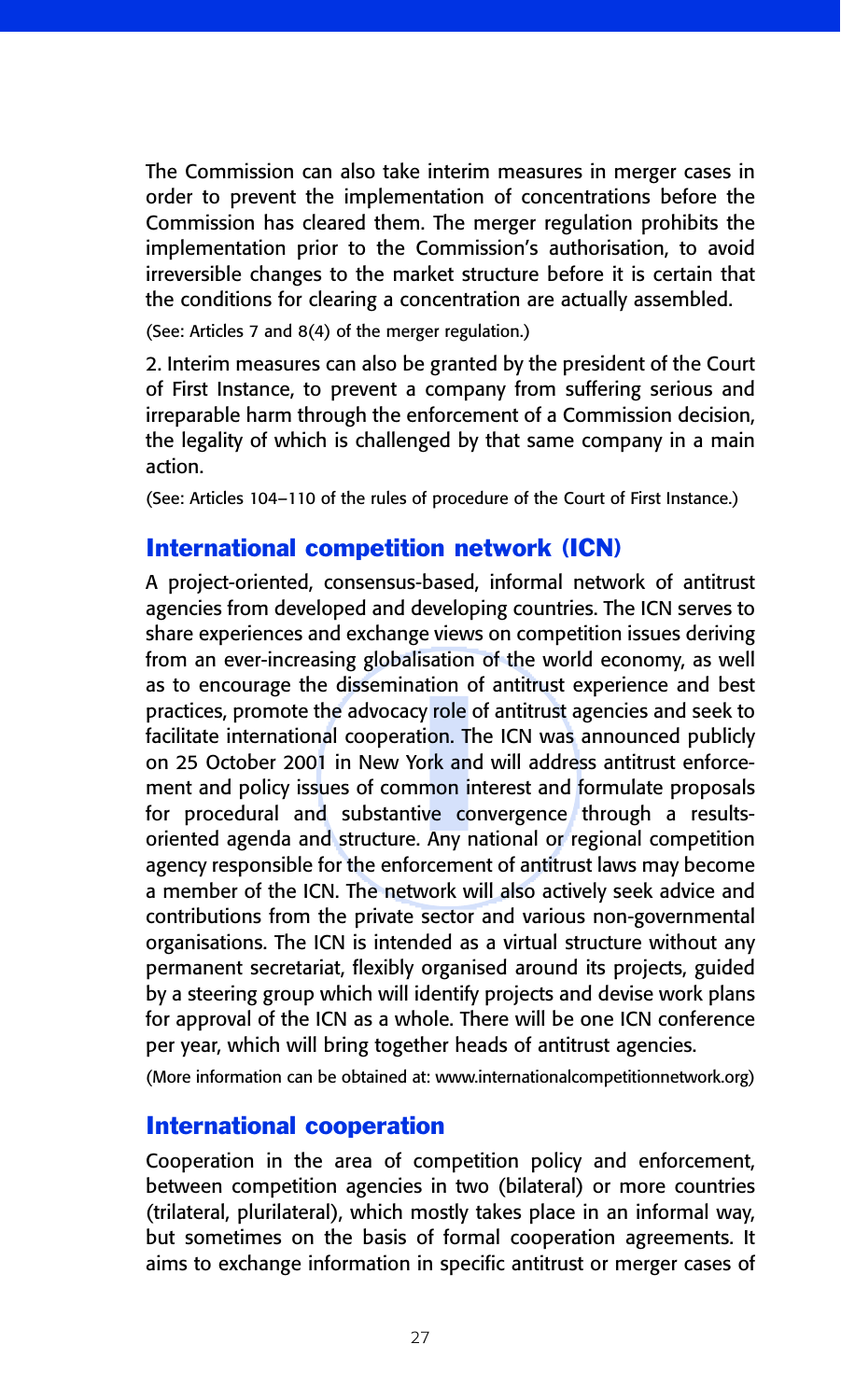The Commission can also take interim measures in merger cases in order to prevent the implementation of concentrations before the Commission has cleared them. The merger regulation prohibits the implementation prior to the Commission's authorisation, to avoid irreversible changes to the market structure before it is certain that the conditions for clearing a concentration are actually assembled.

(See: Articles 7 and 8(4) of the merger regulation.)

2. Interim measures can also be granted by the president of the Court of First Instance, to prevent a company from suffering serious and irreparable harm through the enforcement of a Commission decision, the legality of which is challenged by that same company in a main action.

(See: Articles 104–110 of the rules of procedure of the Court of First Instance.)

## International competition network (ICN)

A project-oriented, consensus-based, informal network of antitrust agencies from developed and developing countries. The ICN serves to share experiences and exchange views on competition issues deriving from an ever-increasing globalisation of the world economy, as well as to encourage the dissemination of antitrust experience and best practices, promote the advocacy role of antitrust agencies and seek to facilitate international cooperation. The ICN was announced publicly on 25 October 2001 in New York and will address antitrust enforcement and policy issues of common interest and formulate proposals for procedural and substantive convergence through a results-oriented agenda and structure. Any national or regional competition agency responsible for the enforcement of antitrust laws may become a member of the ICN. The network will also actively seek advice and contributions from the private sector and various non-governmental organisations. The ICN is intended as a virtual structure without any permanent secretariat, flexibly organised around its projects, guided by a steering group which will identify projects and devise work plans for approval of the ICN as a whole. There will be one ICN conference per year, which will bring together heads of antitrust agencies.

(More information can be obtained at: www.internationalcompetitionnetwork.org)

## International cooperation

Cooperation in the area of competition policy and enforcement, between competition agencies in two (bilateral) or more countries (trilateral, plurilateral), which mostly takes place in an informal way, but sometimes on the basis of formal cooperation agreements. It aims to exchange information in specific antitrust or merger cases of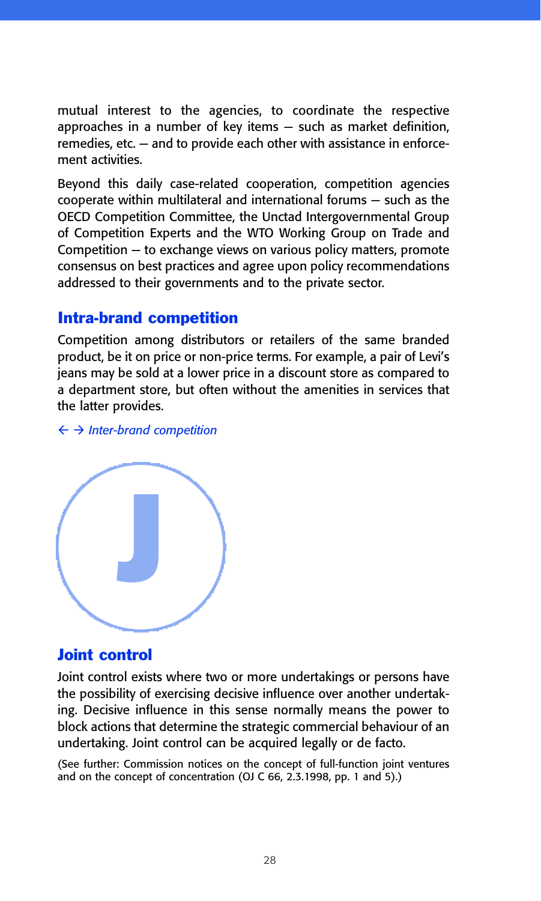mutual interest to the agencies, to coordinate the respective approaches in a number of key items — such as market definition, remedies, etc. — and to provide each other with assistance in enforcement activities.

Beyond this daily case-related cooperation, competition agencies cooperate within multilateral and international forums — such as the OECD Competition Committee, the Unctad Intergovernmental Group of Competition Experts and the WTO Working Group on Trade and Competition — to exchange views on various policy matters, promote consensus on best practices and agree upon policy recommendations addressed to their governments and to the private sector.

## Intra-brand competition

Competition among distributors or retailers of the same branded product, be it on price or non-price terms. For example, a pair of Levi's jeans may be sold at a lower price in a discount store as compared to a department store, but often without the amenities in services that the latter provides.

← → *Inter-brand competition*

# J

## Joint control

Joint control exists where two or more undertakings or persons have the possibility of exercising decisive influence over another undertaking. Decisive influence in this sense normally means the power to block actions that determine the strategic commercial behaviour of an undertaking. Joint control can be acquired legally or de facto.

(See further: Commission notices on the concept of full-function joint ventures and on the concept of concentration (OJ C 66, 2.3.1998, pp. 1 and 5).)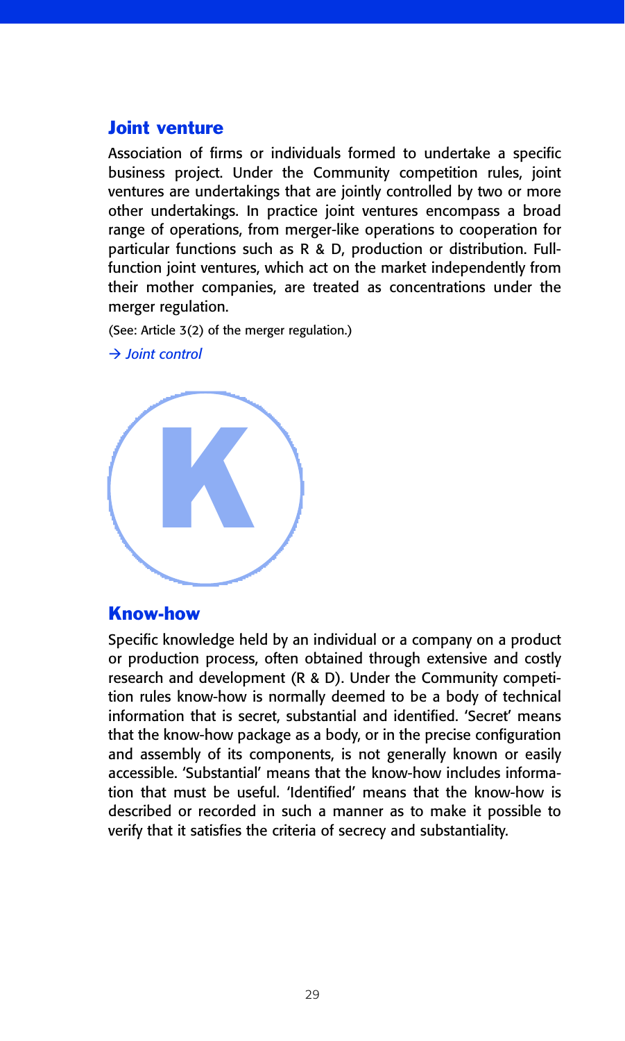## Joint venture

Association of firms or individuals formed to undertake a specific business project. Under the Community competition rules, joint ventures are undertakings that are jointly controlled by two or more other undertakings. In practice joint ventures encompass a broad range of operations, from merger-like operations to cooperation for particular functions such as R & D, production or distribution. Full-function joint ventures, which act on the market independently from their mother companies, are treated as concentrations under the merger regulation.

(See: Article 3(2) of the merger regulation.)

→ *Joint control*

# K

## Know-how

Specific knowledge held by an individual or a company on a product or production process, often obtained through extensive and costly research and development (R & D). Under the Community competition rules know-how is normally deemed to be a body of technical information that is secret, substantial and identified. 'Secret' means that the know-how package as a body, or in the precise configuration and assembly of its components, is not generally known or easily accessible. 'Substantial' means that the know-how includes information that must be useful. 'Identified' means that the know-how is described or recorded in such a manner as to make it possible to verify that it satisfies the criteria of secrecy and substantiality.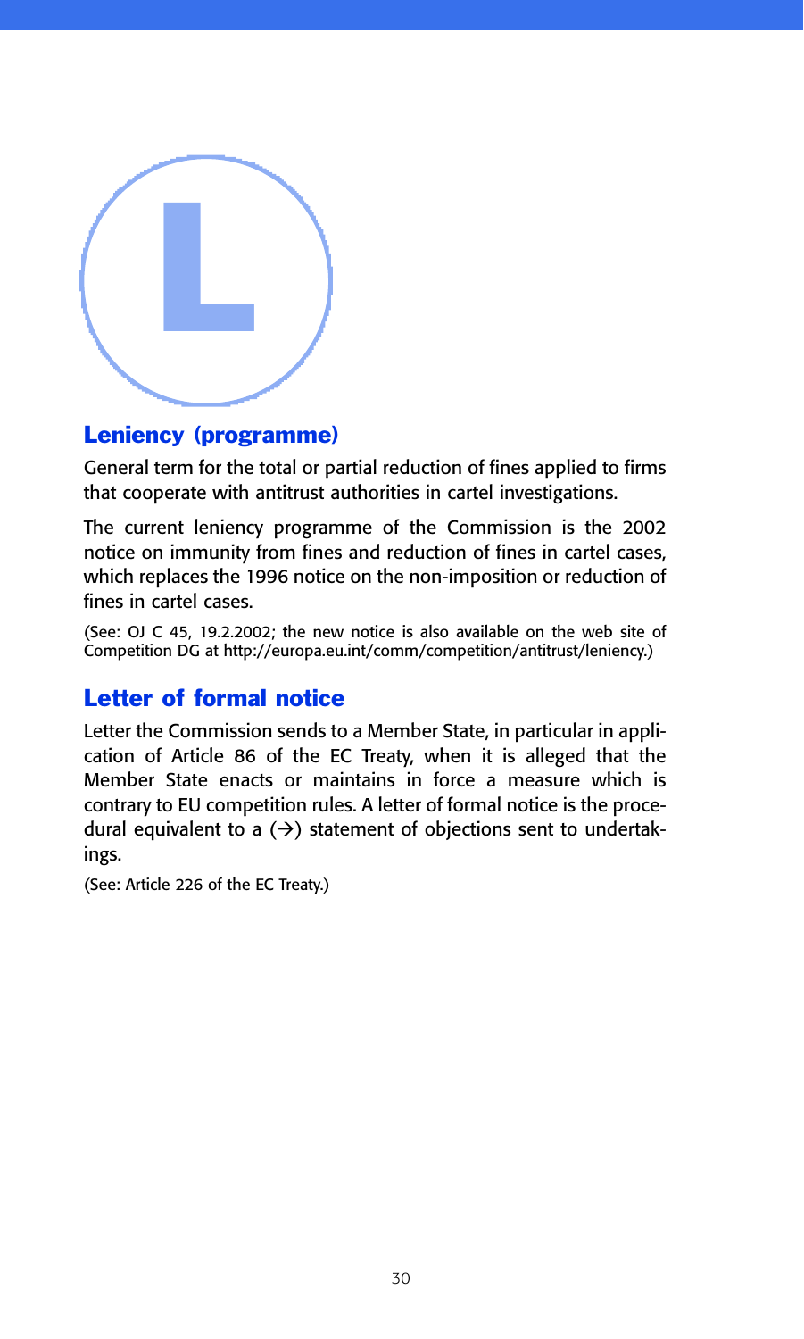# L

## Leniency (programme)

General term for the total or partial reduction of fines applied to firms that cooperate with antitrust authorities in cartel investigations.

The current leniency programme of the Commission is the 2002 notice on immunity from fines and reduction of fines in cartel cases, which replaces the 1996 notice on the non-imposition or reduction of fines in cartel cases.

(See: OJ C 45, 19.2.2002; the new notice is also available on the web site of Competition DG at http://europa.eu.int/comm/competition/antitrust/leniency.)

## Letter of formal notice

Letter the Commission sends to a Member State, in particular in application of Article 86 of the EC Treaty, when it is alleged that the Member State enacts or maintains in force a measure which is contrary to EU competition rules. A letter of formal notice is the procedural equivalent to a (→) statement of objections sent to undertakings.

(See: Article 226 of the EC Treaty.)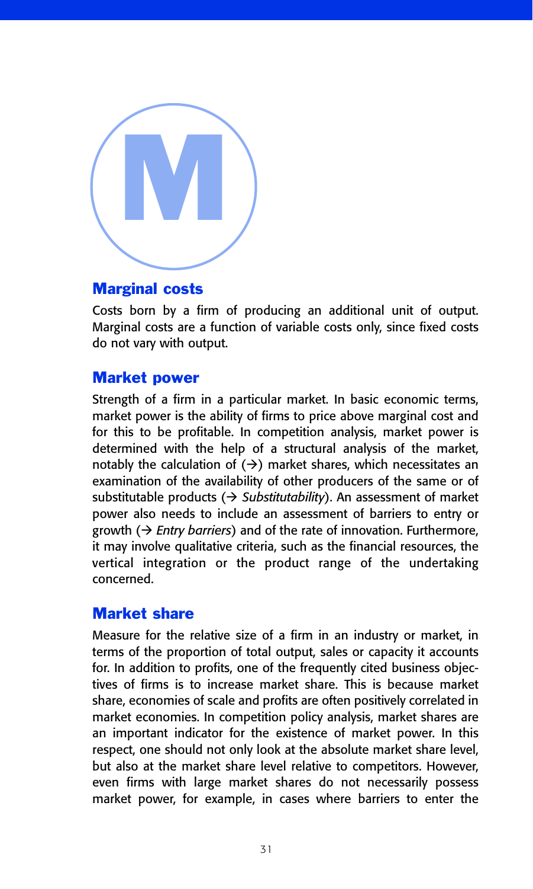# M

## Marginal costs

Costs born by a firm of producing an additional unit of output. Marginal costs are a function of variable costs only, since fixed costs do not vary with output.

## Market power

Strength of a firm in a particular market. In basic economic terms, market power is the ability of firms to price above marginal cost and for this to be profitable. In competition analysis, market power is determined with the help of a structural analysis of the market, notably the calculation of (→) market shares, which necessitates an examination of the availability of other producers of the same or of substitutable products (→ *Substitutability*). An assessment of market power also needs to include an assessment of barriers to entry or growth (→ *Entry barriers*) and of the rate of innovation. Furthermore, it may involve qualitative criteria, such as the financial resources, the vertical integration or the product range of the undertaking concerned.

## Market share

Measure for the relative size of a firm in an industry or market, in terms of the proportion of total output, sales or capacity it accounts for. In addition to profits, one of the frequently cited business objectives of firms is to increase market share. This is because market share, economies of scale and profits are often positively correlated in market economies. In competition policy analysis, market shares are an important indicator for the existence of market power. In this respect, one should not only look at the absolute market share level, but also at the market share level relative to competitors. However, even firms with large market shares do not necessarily possess market power, for example, in cases where barriers to enter the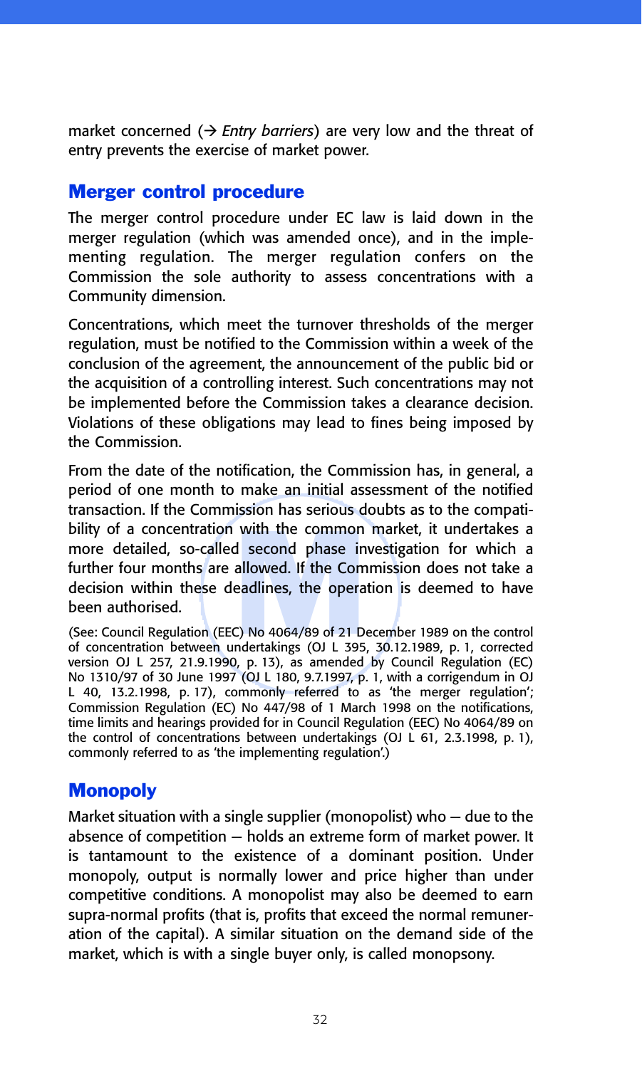market concerned (→ *Entry barriers*) are very low and the threat of entry prevents the exercise of market power.

## Merger control procedure

The merger control procedure under EC law is laid down in the merger regulation (which was amended once), and in the implementing regulation. The merger regulation confers on the Commission the sole authority to assess concentrations with a Community dimension.

Concentrations, which meet the turnover thresholds of the merger regulation, must be notified to the Commission within a week of the conclusion of the agreement, the announcement of the public bid or the acquisition of a controlling interest. Such concentrations may not be implemented before the Commission takes a clearance decision. Violations of these obligations may lead to fines being imposed by the Commission.

From the date of the notification, the Commission has, in general, a period of one month to make an initial assessment of the notified transaction. If the Commission has serious doubts as to the compatibility of a concentration with the common market, it undertakes a more detailed, so-called second phase investigation for which a further four months are allowed. If the Commission does not take a decision within these deadlines, the operation is deemed to have been authorised.

(See: Council Regulation (EEC) No 4064/89 of 21 December 1989 on the control of concentration between undertakings (OJ L 395, 30.12.1989, p. 1, corrected version OJ L 257, 21.9.1990, p. 13), as amended by Council Regulation (EC) No 1310/97 of 30 June 1997 (OJ L 180, 9.7.1997, p. 1, with a corrigendum in OJ L 40, 13.2.1998, p. 17), commonly referred to as 'the merger regulation'; Commission Regulation (EC) No 447/98 of 1 March 1998 on the notifications, time limits and hearings provided for in Council Regulation (EEC) No 4064/89 on the control of concentrations between undertakings (OJ L 61, 2.3.1998, p. 1), commonly referred to as 'the implementing regulation'.)

## Monopoly

Market situation with a single supplier (monopolist) who — due to the absence of competition — holds an extreme form of market power. It is tantamount to the existence of a dominant position. Under monopoly, output is normally lower and price higher than under competitive conditions. A monopolist may also be deemed to earn supra-normal profits (that is, profits that exceed the normal remuneration of the capital). A similar situation on the demand side of the market, which is with a single buyer only, is called monopsony.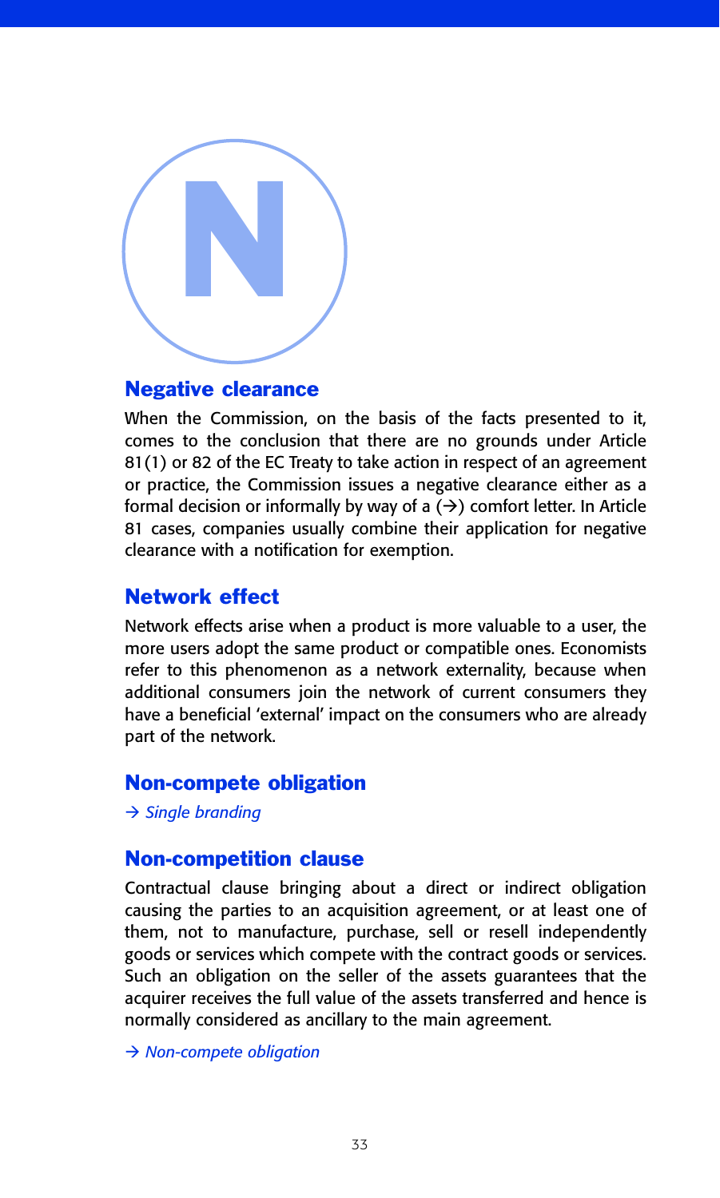# N

## Negative clearance

When the Commission, on the basis of the facts presented to it, comes to the conclusion that there are no grounds under Article 81(1) or 82 of the EC Treaty to take action in respect of an agreement or practice, the Commission issues a negative clearance either as a formal decision or informally by way of a (→) comfort letter. In Article 81 cases, companies usually combine their application for negative clearance with a notification for exemption.

## Network effect

Network effects arise when a product is more valuable to a user, the more users adopt the same product or compatible ones. Economists refer to this phenomenon as a network externality, because when additional consumers join the network of current consumers they have a beneficial 'external' impact on the consumers who are already part of the network.

## Non-compete obligation

→ *Single branding*

## Non-competition clause

Contractual clause bringing about a direct or indirect obligation causing the parties to an acquisition agreement, or at least one of them, not to manufacture, purchase, sell or resell independently goods or services which compete with the contract goods or services. Such an obligation on the seller of the assets guarantees that the acquirer receives the full value of the assets transferred and hence is normally considered as ancillary to the main agreement.

→ *Non-compete obligation*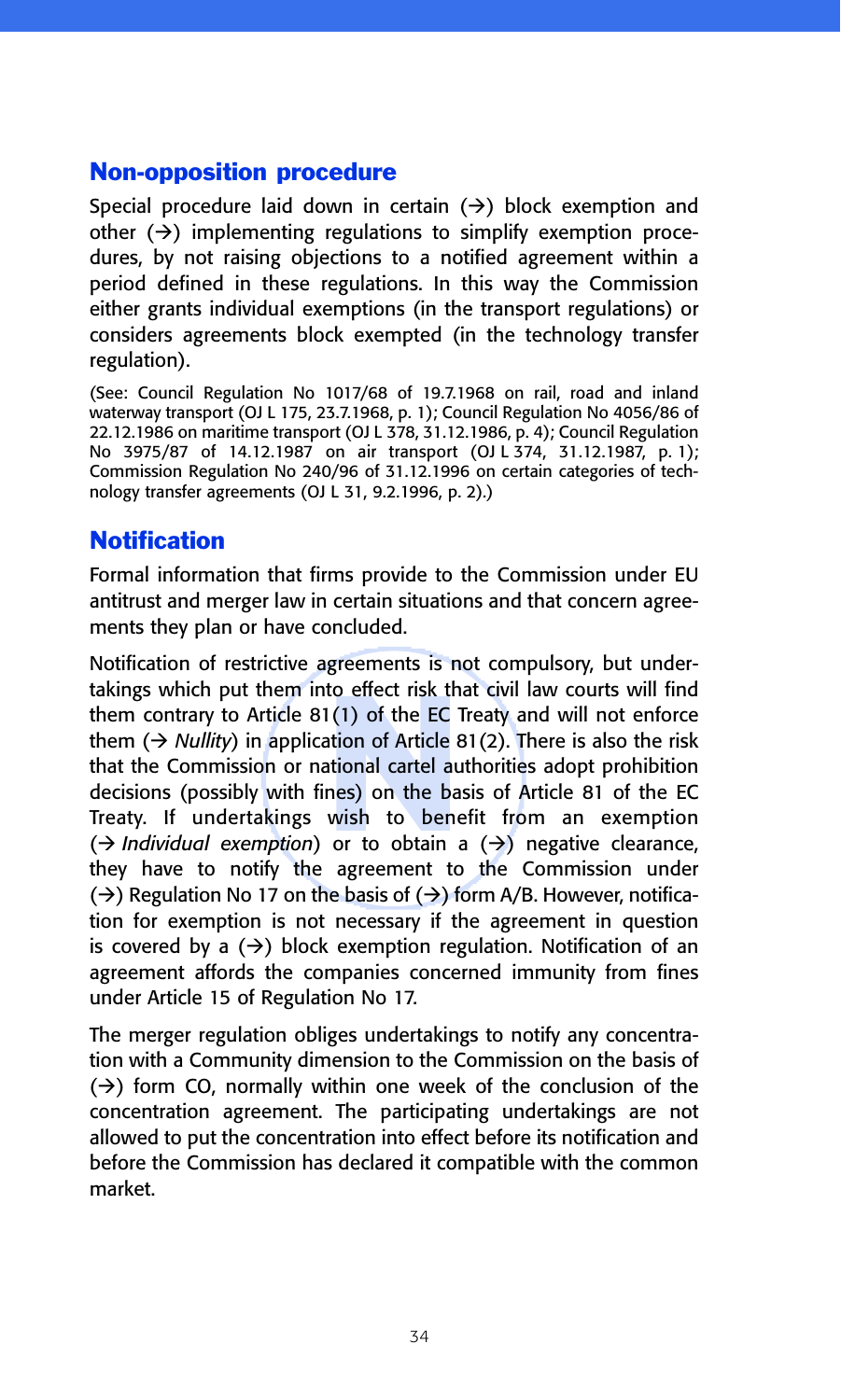## Non-opposition procedure

Special procedure laid down in certain (→) block exemption and other (→) implementing regulations to simplify exemption procedures, by not raising objections to a notified agreement within a period defined in these regulations. In this way the Commission either grants individual exemptions (in the transport regulations) or considers agreements block exempted (in the technology transfer regulation).

(See: Council Regulation No 1017/68 of 19.7.1968 on rail, road and inland waterway transport (OJ L 175, 23.7.1968, p. 1); Council Regulation No 4056/86 of 22.12.1986 on maritime transport (OJ L 378, 31.12.1986, p. 4); Council Regulation No 3975/87 of 14.12.1987 on air transport (OJ L 374, 31.12.1987, p. 1); Commission Regulation No 240/96 of 31.12.1996 on certain categories of technology transfer agreements (OJ L 31, 9.2.1996, p. 2).)

## Notification

Formal information that firms provide to the Commission under EU antitrust and merger law in certain situations and that concern agreements they plan or have concluded.

Notification of restrictive agreements is not compulsory, but undertakings which put them into effect risk that civil law courts will find them contrary to Article 81(1) of the EC Treaty and will not enforce them (→ *Nullity*) in application of Article 81(2). There is also the risk that the Commission or national cartel authorities adopt prohibition decisions (possibly with fines) on the basis of Article 81 of the EC Treaty. If undertakings wish to benefit from an exemption (→ *Individual exemption*) or to obtain a (→) negative clearance, they have to notify the agreement to the Commission under (→) Regulation No 17 on the basis of (→) form A/B. However, notification for exemption is not necessary if the agreement in question is covered by a (→) block exemption regulation. Notification of an agreement affords the companies concerned immunity from fines under Article 15 of Regulation No 17.

The merger regulation obliges undertakings to notify any concentration with a Community dimension to the Commission on the basis of (→) form CO, normally within one week of the conclusion of the concentration agreement. The participating undertakings are not allowed to put the concentration into effect before its notification and before the Commission has declared it compatible with the common market.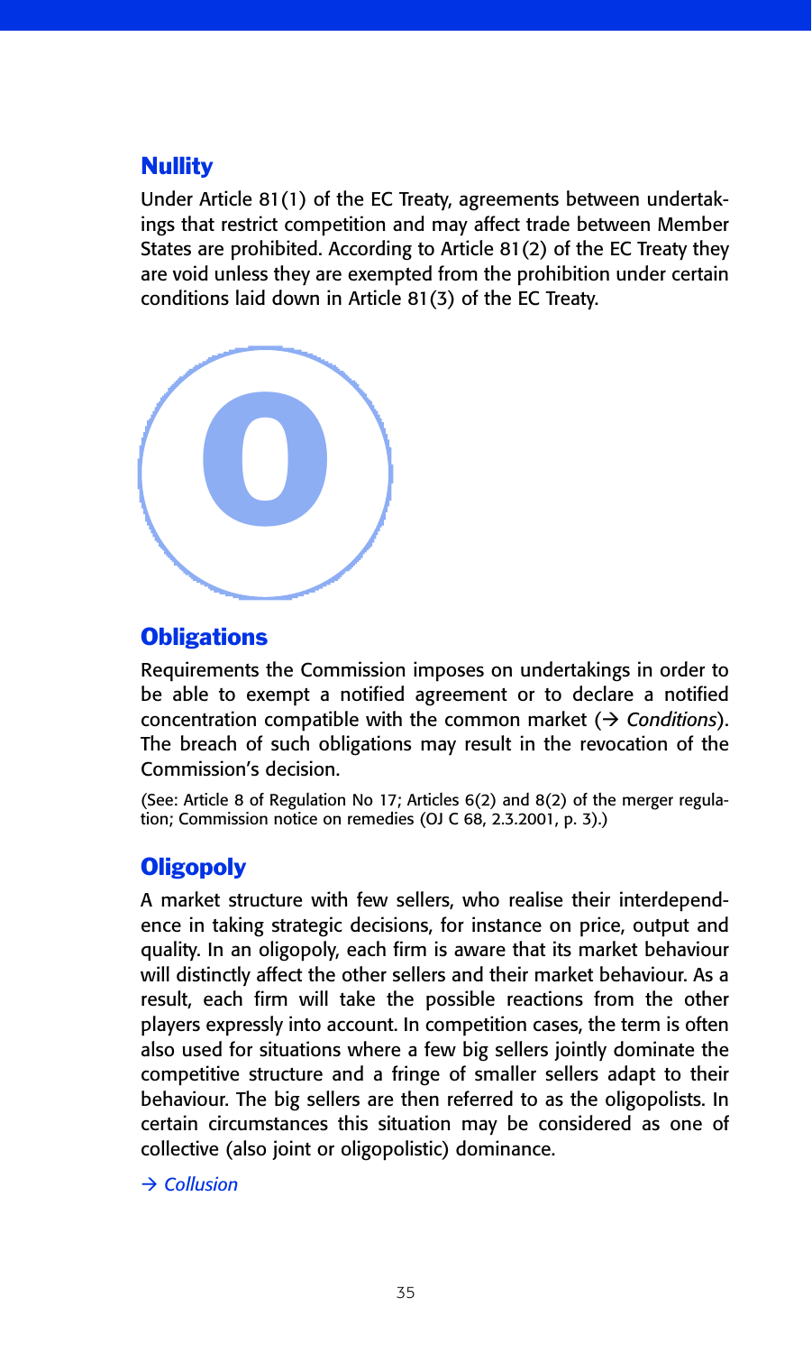## Nullity

Under Article 81(1) of the EC Treaty, agreements between undertakings that restrict competition and may affect trade between Member States are prohibited. According to Article 81(2) of the EC Treaty they are void unless they are exempted from the prohibition under certain conditions laid down in Article 81(3) of the EC Treaty.

# O

## Obligations

Requirements the Commission imposes on undertakings in order to be able to exempt a notified agreement or to declare a notified concentration compatible with the common market (→ *Conditions*). The breach of such obligations may result in the revocation of the Commission's decision.

(See: Article 8 of Regulation No 17; Articles 6(2) and 8(2) of the merger regulation; Commission notice on remedies (OJ C 68, 2.3.2001, p. 3).)

## Oligopoly

A market structure with few sellers, who realise their interdependence in taking strategic decisions, for instance on price, output and quality. In an oligopoly, each firm is aware that its market behaviour will distinctly affect the other sellers and their market behaviour. As a result, each firm will take the possible reactions from the other players expressly into account. In competition cases, the term is often also used for situations where a few big sellers jointly dominate the competitive structure and a fringe of smaller sellers adapt to their behaviour. The big sellers are then referred to as the oligopolists. In certain circumstances this situation may be considered as one of collective (also joint or oligopolistic) dominance.

→ *Collusion*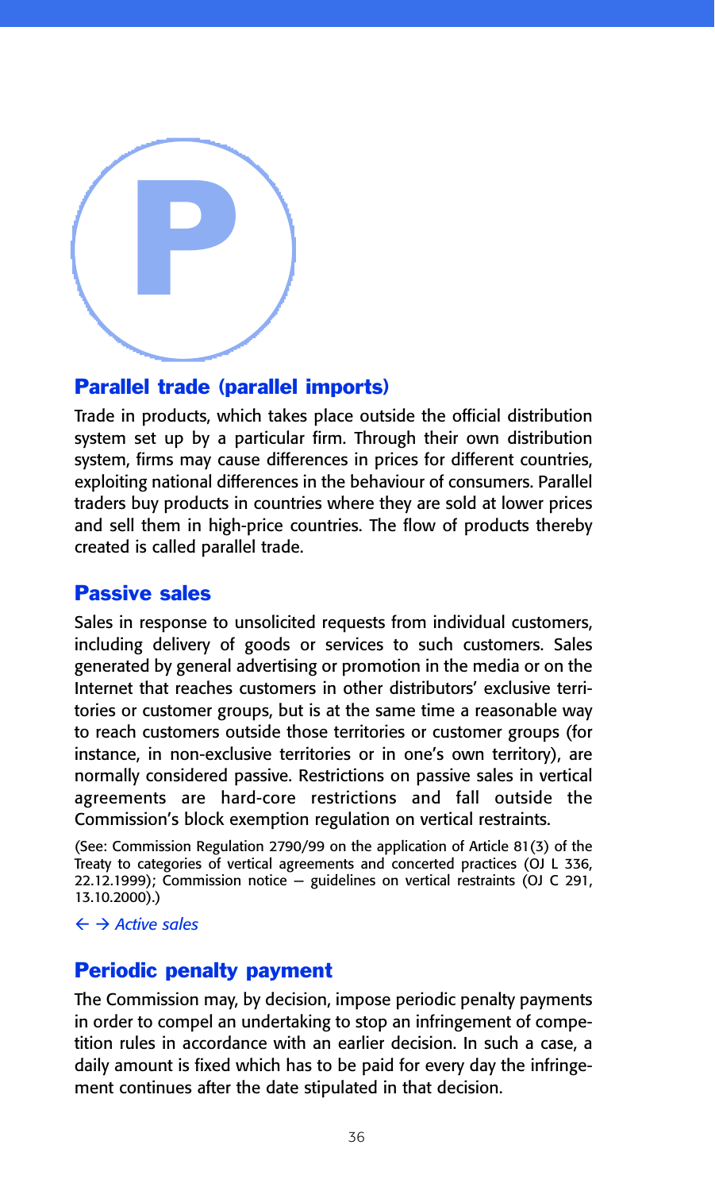# P

## Parallel trade (parallel imports)

Trade in products, which takes place outside the official distribution system set up by a particular firm. Through their own distribution system, firms may cause differences in prices for different countries, exploiting national differences in the behaviour of consumers. Parallel traders buy products in countries where they are sold at lower prices and sell them in high-price countries. The flow of products thereby created is called parallel trade.

## Passive sales

Sales in response to unsolicited requests from individual customers, including delivery of goods or services to such customers. Sales generated by general advertising or promotion in the media or on the Internet that reaches customers in other distributors' exclusive territories or customer groups, but is at the same time a reasonable way to reach customers outside those territories or customer groups (for instance, in non-exclusive territories or in one's own territory), are normally considered passive. Restrictions on passive sales in vertical agreements are hard-core restrictions and fall outside the Commission's block exemption regulation on vertical restraints.

(See: Commission Regulation 2790/99 on the application of Article 81(3) of the Treaty to categories of vertical agreements and concerted practices (OJ L 336, 22.12.1999); Commission notice — guidelines on vertical restraints (OJ C 291, 13.10.2000).)

← → *Active sales*

## Periodic penalty payment

The Commission may, by decision, impose periodic penalty payments in order to compel an undertaking to stop an infringement of competition rules in accordance with an earlier decision. In such a case, a daily amount is fixed which has to be paid for every day the infringement continues after the date stipulated in that decision.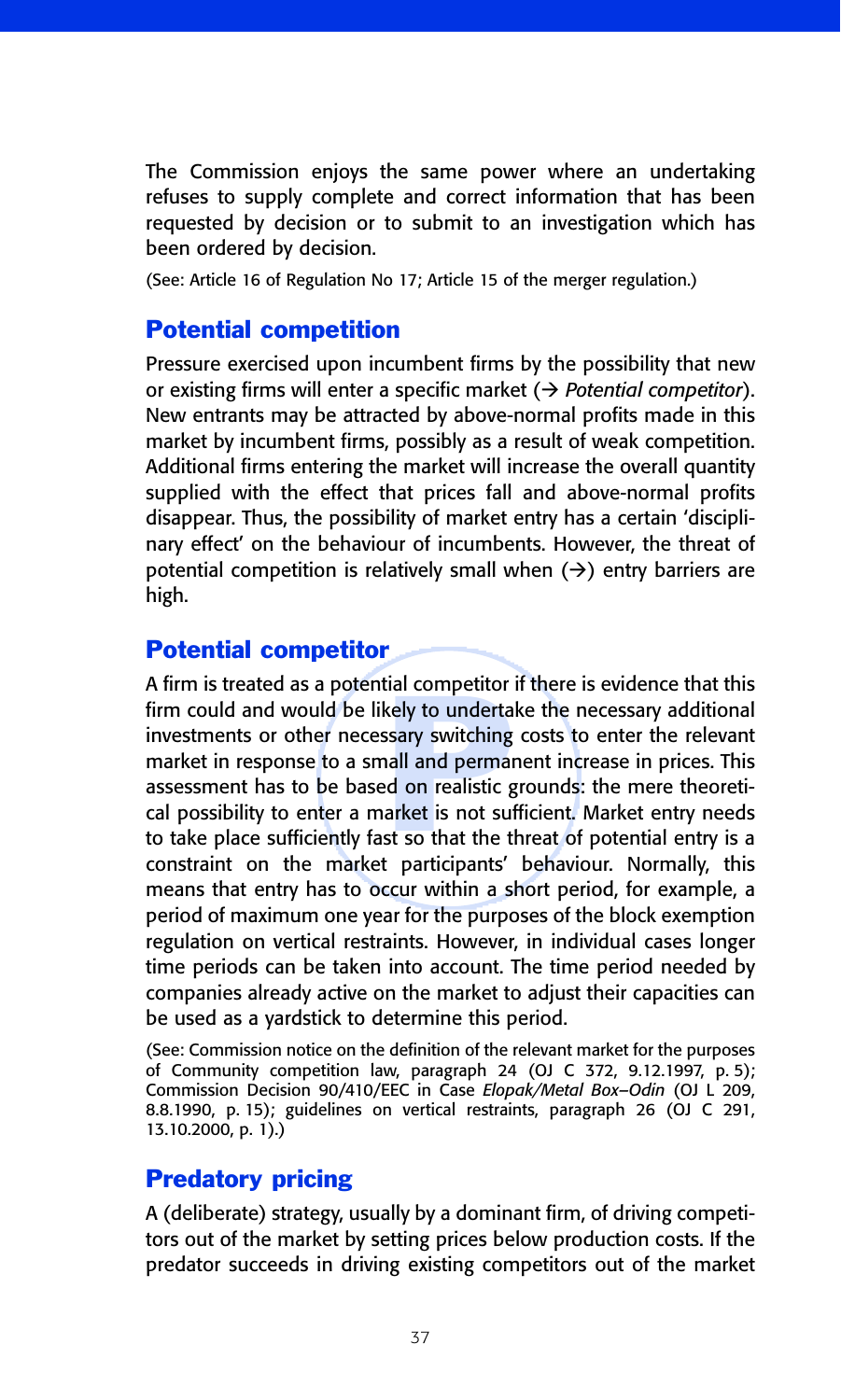The Commission enjoys the same power where an undertaking refuses to supply complete and correct information that has been requested by decision or to submit to an investigation which has been ordered by decision.

(See: Article 16 of Regulation No 17; Article 15 of the merger regulation.)

## Potential competition

Pressure exercised upon incumbent firms by the possibility that new or existing firms will enter a specific market (→ *Potential competitor*). New entrants may be attracted by above-normal profits made in this market by incumbent firms, possibly as a result of weak competition. Additional firms entering the market will increase the overall quantity supplied with the effect that prices fall and above-normal profits disappear. Thus, the possibility of market entry has a certain 'disciplinary effect' on the behaviour of incumbents. However, the threat of potential competition is relatively small when (→) entry barriers are high.

## Potential competitor

A firm is treated as a potential competitor if there is evidence that this firm could and would be likely to undertake the necessary additional investments or other necessary switching costs to enter the relevant market in response to a small and permanent increase in prices. This assessment has to be based on realistic grounds: the mere theoretical possibility to enter a market is not sufficient. Market entry needs to take place sufficiently fast so that the threat of potential entry is a constraint on the market participants' behaviour. Normally, this means that entry has to occur within a short period, for example, a period of maximum one year for the purposes of the block exemption regulation on vertical restraints. However, in individual cases longer time periods can be taken into account. The time period needed by companies already active on the market to adjust their capacities can be used as a yardstick to determine this period.

(See: Commission notice on the definition of the relevant market for the purposes of Community competition law, paragraph 24 (OJ C 372, 9.12.1997, p. 5); Commission Decision 90/410/EEC in Case *Elopak/Metal Box–Odin* (OJ L 209, 8.8.1990, p. 15); guidelines on vertical restraints, paragraph 26 (OJ C 291, 13.10.2000, p. 1).)

## Predatory pricing

A (deliberate) strategy, usually by a dominant firm, of driving competitors out of the market by setting prices below production costs. If the predator succeeds in driving existing competitors out of the market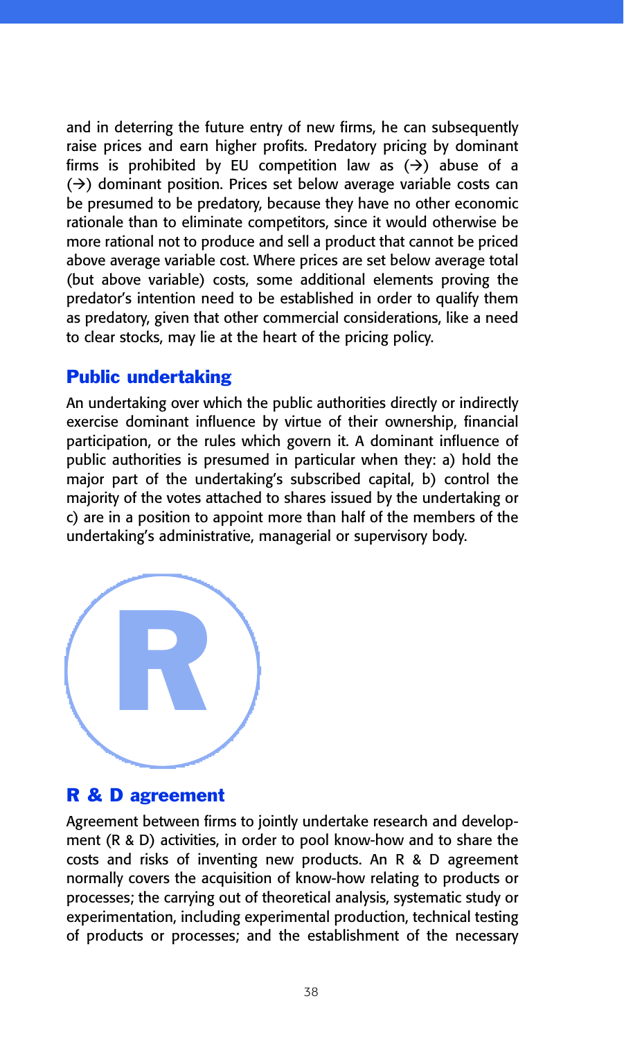and in deterring the future entry of new firms, he can subsequently raise prices and earn higher profits. Predatory pricing by dominant firms is prohibited by EU competition law as (→) abuse of a (→) dominant position. Prices set below average variable costs can be presumed to be predatory, because they have no other economic rationale than to eliminate competitors, since it would otherwise be more rational not to produce and sell a product that cannot be priced above average variable cost. Where prices are set below average total (but above variable) costs, some additional elements proving the predator's intention need to be established in order to qualify them as predatory, given that other commercial considerations, like a need to clear stocks, may lie at the heart of the pricing policy.

## Public undertaking

An undertaking over which the public authorities directly or indirectly exercise dominant influence by virtue of their ownership, financial participation, or the rules which govern it. A dominant influence of public authorities is presumed in particular when they: a) hold the major part of the undertaking's subscribed capital, b) control the majority of the votes attached to shares issued by the undertaking or c) are in a position to appoint more than half of the members of the undertaking's administrative, managerial or supervisory body.

# R

## R & D agreement

Agreement between firms to jointly undertake research and development (R & D) activities, in order to pool know-how and to share the costs and risks of inventing new products. An R & D agreement normally covers the acquisition of know-how relating to products or processes; the carrying out of theoretical analysis, systematic study or experimentation, including experimental production, technical testing of products or processes; and the establishment of the necessary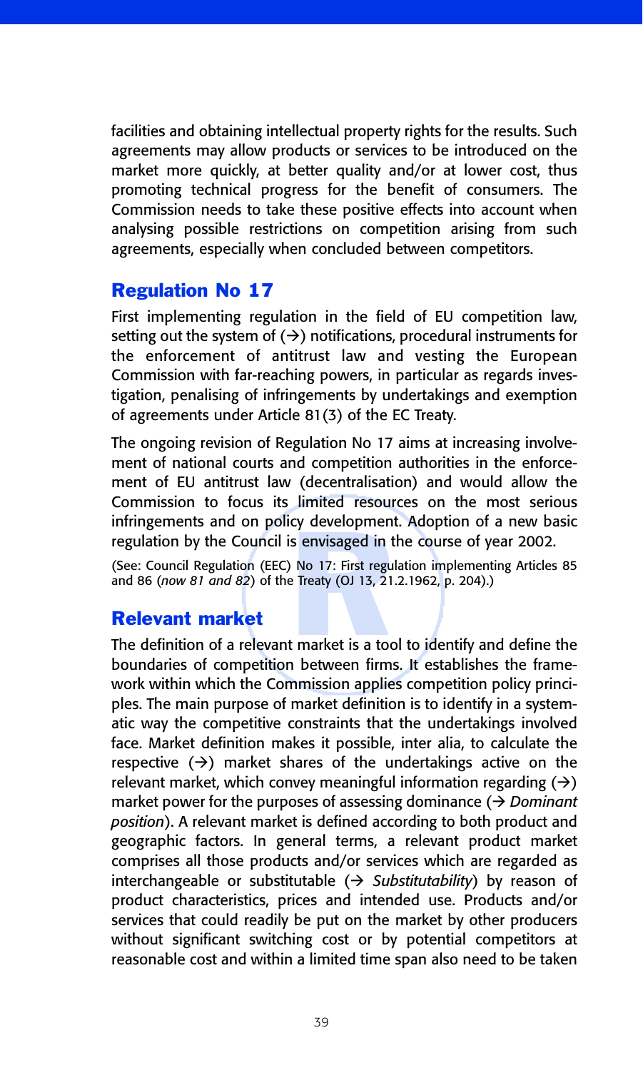facilities and obtaining intellectual property rights for the results. Such agreements may allow products or services to be introduced on the market more quickly, at better quality and/or at lower cost, thus promoting technical progress for the benefit of consumers. The Commission needs to take these positive effects into account when analysing possible restrictions on competition arising from such agreements, especially when concluded between competitors.

## Regulation No 17

First implementing regulation in the field of EU competition law, setting out the system of (→) notifications, procedural instruments for the enforcement of antitrust law and vesting the European Commission with far-reaching powers, in particular as regards investigation, penalising of infringements by undertakings and exemption of agreements under Article 81(3) of the EC Treaty.

The ongoing revision of Regulation No 17 aims at increasing involvement of national courts and competition authorities in the enforcement of EU antitrust law (decentralisation) and would allow the Commission to focus its limited resources on the most serious infringements and on policy development. Adoption of a new basic regulation by the Council is envisaged in the course of year 2002.

(See: Council Regulation (EEC) No 17: First regulation implementing Articles 85 and 86 (*now 81 and 82*) of the Treaty (OJ 13, 21.2.1962, p. 204).)

## Relevant market

The definition of a relevant market is a tool to identify and define the boundaries of competition between firms. It establishes the framework within which the Commission applies competition policy principles. The main purpose of market definition is to identify in a systematic way the competitive constraints that the undertakings involved face. Market definition makes it possible, inter alia, to calculate the respective (→) market shares of the undertakings active on the relevant market, which convey meaningful information regarding (→) market power for the purposes of assessing dominance (→ *Dominant position*). A relevant market is defined according to both product and geographic factors. In general terms, a relevant product market comprises all those products and/or services which are regarded as interchangeable or substitutable (→ *Substitutability*) by reason of product characteristics, prices and intended use. Products and/or services that could readily be put on the market by other producers without significant switching cost or by potential competitors at reasonable cost and within a limited time span also need to be taken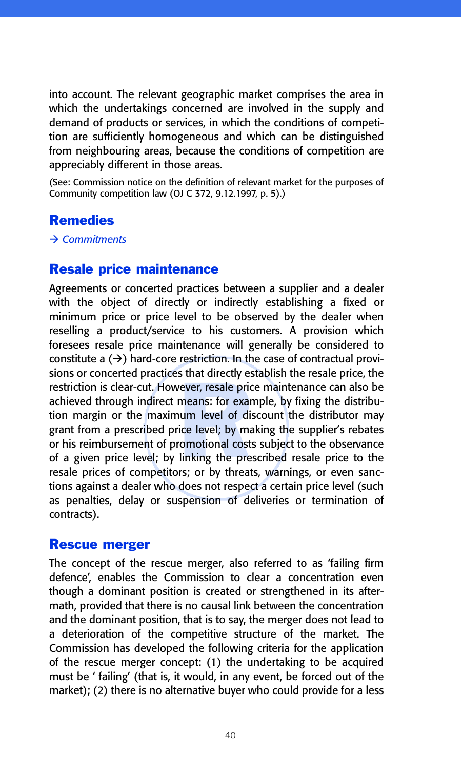into account. The relevant geographic market comprises the area in which the undertakings concerned are involved in the supply and demand of products or services, in which the conditions of competition are sufficiently homogeneous and which can be distinguished from neighbouring areas, because the conditions of competition are appreciably different in those areas.

(See: Commission notice on the definition of relevant market for the purposes of Community competition law (OJ C 372, 9.12.1997, p. 5).)

## Remedies

→ *Commitments*

## Resale price maintenance

Agreements or concerted practices between a supplier and a dealer with the object of directly or indirectly establishing a fixed or minimum price or price level to be observed by the dealer when reselling a product/service to his customers. A provision which foresees resale price maintenance will generally be considered to constitute a (→) hard-core restriction. In the case of contractual provisions or concerted practices that directly establish the resale price, the restriction is clear-cut. However, resale price maintenance can also be achieved through indirect means: for example, by fixing the distribution margin or the maximum level of discount the distributor may grant from a prescribed price level; by making the supplier's rebates or his reimbursement of promotional costs subject to the observance of a given price level; by linking the prescribed resale price to the resale prices of competitors; or by threats, warnings, or even sanctions against a dealer who does not respect a certain price level (such as penalties, delay or suspension of deliveries or termination of contracts).

## Rescue merger

The concept of the rescue merger, also referred to as 'failing firm defence', enables the Commission to clear a concentration even though a dominant position is created or strengthened in its aftermath, provided that there is no causal link between the concentration and the dominant position, that is to say, the merger does not lead to a deterioration of the competitive structure of the market. The Commission has developed the following criteria for the application of the rescue merger concept: (1) the undertaking to be acquired must be ' failing' (that is, it would, in any event, be forced out of the market); (2) there is no alternative buyer who could provide for a less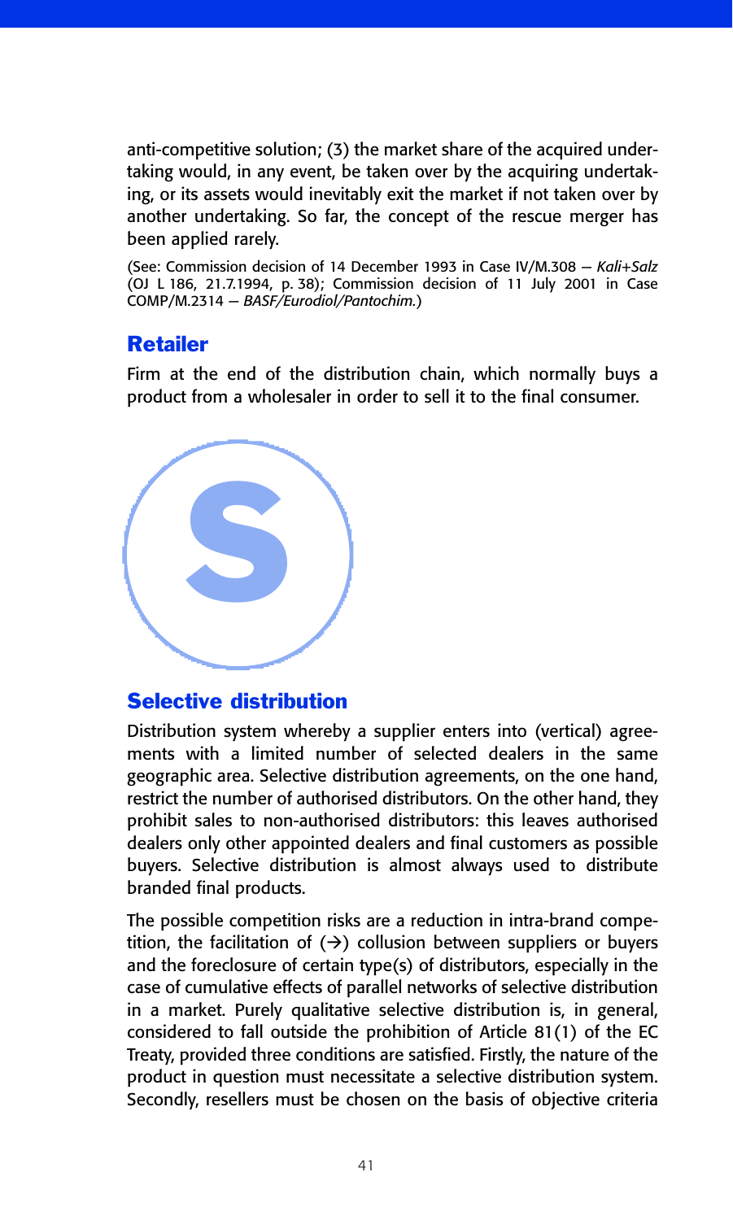anti-competitive solution; (3) the market share of the acquired undertaking would, in any event, be taken over by the acquiring undertaking, or its assets would inevitably exit the market if not taken over by another undertaking. So far, the concept of the rescue merger has been applied rarely.

(See: Commission decision of 14 December 1993 in Case IV/M.308 — *Kali+Salz* (OJ L 186, 21.7.1994, p. 38); Commission decision of 11 July 2001 in Case COMP/M.2314 — *BASF/Eurodiol/Pantochim.*)

## Retailer

Firm at the end of the distribution chain, which normally buys a product from a wholesaler in order to sell it to the final consumer.

# S

## Selective distribution

Distribution system whereby a supplier enters into (vertical) agreements with a limited number of selected dealers in the same geographic area. Selective distribution agreements, on the one hand, restrict the number of authorised distributors. On the other hand, they prohibit sales to non-authorised distributors: this leaves authorised dealers only other appointed dealers and final customers as possible buyers. Selective distribution is almost always used to distribute branded final products.

The possible competition risks are a reduction in intra-brand competition, the facilitation of (→) collusion between suppliers or buyers and the foreclosure of certain type(s) of distributors, especially in the case of cumulative effects of parallel networks of selective distribution in a market. Purely qualitative selective distribution is, in general, considered to fall outside the prohibition of Article 81(1) of the EC Treaty, provided three conditions are satisfied. Firstly, the nature of the product in question must necessitate a selective distribution system. Secondly, resellers must be chosen on the basis of objective criteria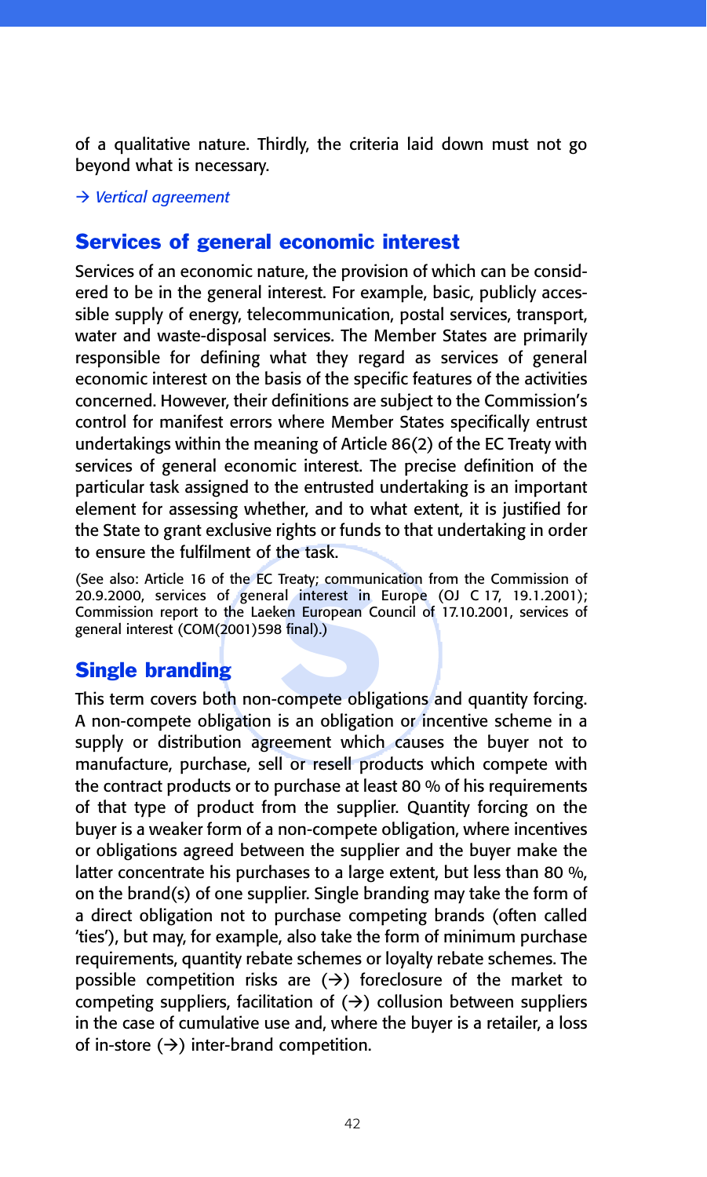of a qualitative nature. Thirdly, the criteria laid down must not go beyond what is necessary.

*→ Vertical agreement*

## Services of general economic interest

Services of an economic nature, the provision of which can be considered to be in the general interest. For example, basic, publicly accessible supply of energy, telecommunication, postal services, transport, water and waste-disposal services. The Member States are primarily responsible for defining what they regard as services of general economic interest on the basis of the specific features of the activities concerned. However, their definitions are subject to the Commission's control for manifest errors where Member States specifically entrust undertakings within the meaning of Article 86(2) of the EC Treaty with services of general economic interest. The precise definition of the particular task assigned to the entrusted undertaking is an important element for assessing whether, and to what extent, it is justified for the State to grant exclusive rights or funds to that undertaking in order to ensure the fulfilment of the task.

(See also: Article 16 of the EC Treaty; communication from the Commission of 20.9.2000, services of general interest in Europe (OJ C 17, 19.1.2001); Commission report to the Laeken European Council of 17.10.2001, services of general interest (COM(2001)598 final).)

## Single branding

This term covers both non-compete obligations and quantity forcing. A non-compete obligation is an obligation or incentive scheme in a supply or distribution agreement which causes the buyer not to manufacture, purchase, sell or resell products which compete with the contract products or to purchase at least 80 % of his requirements of that type of product from the supplier. Quantity forcing on the buyer is a weaker form of a non-compete obligation, where incentives or obligations agreed between the supplier and the buyer make the latter concentrate his purchases to a large extent, but less than 80 %, on the brand(s) of one supplier. Single branding may take the form of a direct obligation not to purchase competing brands (often called 'ties'), but may, for example, also take the form of minimum purchase requirements, quantity rebate schemes or loyalty rebate schemes. The possible competition risks are (→) foreclosure of the market to competing suppliers, facilitation of (→) collusion between suppliers in the case of cumulative use and, where the buyer is a retailer, a loss of in-store (→) inter-brand competition.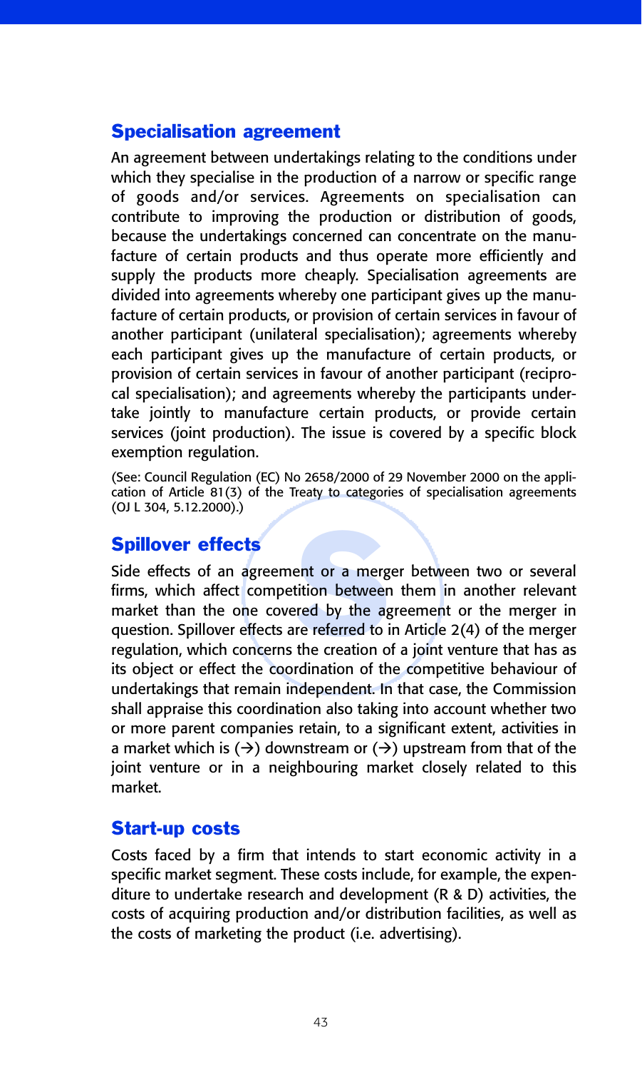## Specialisation agreement

An agreement between undertakings relating to the conditions under which they specialise in the production of a narrow or specific range of goods and/or services. Agreements on specialisation can contribute to improving the production or distribution of goods, because the undertakings concerned can concentrate on the manufacture of certain products and thus operate more efficiently and supply the products more cheaply. Specialisation agreements are divided into agreements whereby one participant gives up the manufacture of certain products, or provision of certain services in favour of another participant (unilateral specialisation); agreements whereby each participant gives up the manufacture of certain products, or provision of certain services in favour of another participant (reciprocal specialisation); and agreements whereby the participants undertake jointly to manufacture certain products, or provide certain services (joint production). The issue is covered by a specific block exemption regulation.

(See: Council Regulation (EC) No 2658/2000 of 29 November 2000 on the application of Article 81(3) of the Treaty to categories of specialisation agreements (OJ L 304, 5.12.2000).)

## Spillover effects

Side effects of an agreement or a merger between two or several firms, which affect competition between them in another relevant market than the one covered by the agreement or the merger in question. Spillover effects are referred to in Article 2(4) of the merger regulation, which concerns the creation of a joint venture that has as its object or effect the coordination of the competitive behaviour of undertakings that remain independent. In that case, the Commission shall appraise this coordination also taking into account whether two or more parent companies retain, to a significant extent, activities in a market which is (→) downstream or (→) upstream from that of the joint venture or in a neighbouring market closely related to this market.

## Start-up costs

Costs faced by a firm that intends to start economic activity in a specific market segment. These costs include, for example, the expenditure to undertake research and development (R & D) activities, the costs of acquiring production and/or distribution facilities, as well as the costs of marketing the product (i.e. advertising).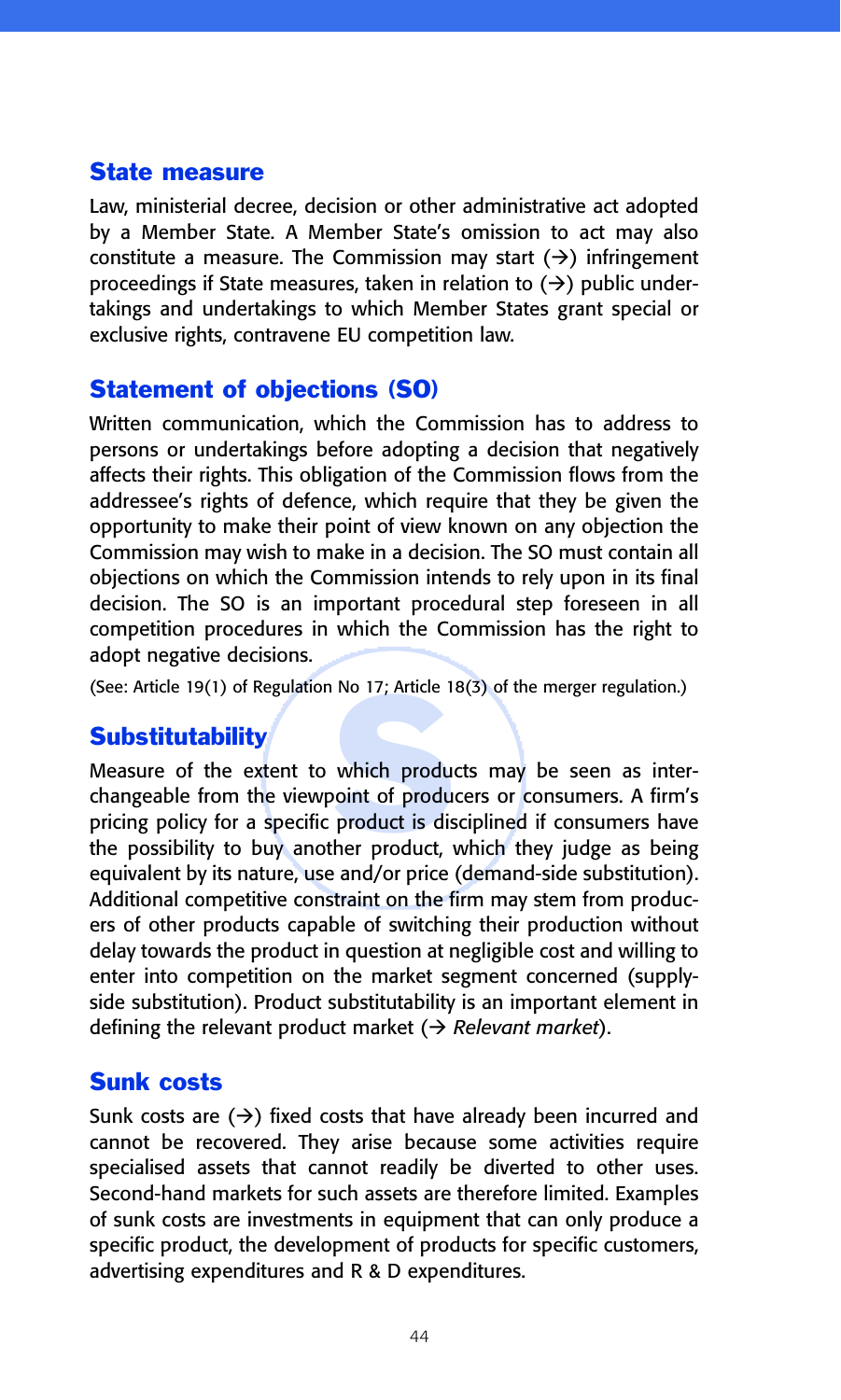## State measure

Law, ministerial decree, decision or other administrative act adopted by a Member State. A Member State's omission to act may also constitute a measure. The Commission may start (→) infringement proceedings if State measures, taken in relation to (→) public undertakings and undertakings to which Member States grant special or exclusive rights, contravene EU competition law.

## Statement of objections (SO)

Written communication, which the Commission has to address to persons or undertakings before adopting a decision that negatively affects their rights. This obligation of the Commission flows from the addressee's rights of defence, which require that they be given the opportunity to make their point of view known on any objection the Commission may wish to make in a decision. The SO must contain all objections on which the Commission intends to rely upon in its final decision. The SO is an important procedural step foreseen in all competition procedures in which the Commission has the right to adopt negative decisions.

(See: Article 19(1) of Regulation No 17; Article 18(3) of the merger regulation.)

## Substitutability

Measure of the extent to which products may be seen as interchangeable from the viewpoint of producers or consumers. A firm's pricing policy for a specific product is disciplined if consumers have the possibility to buy another product, which they judge as being equivalent by its nature, use and/or price (demand-side substitution). Additional competitive constraint on the firm may stem from producers of other products capable of switching their production without delay towards the product in question at negligible cost and willing to enter into competition on the market segment concerned (supply-side substitution). Product substitutability is an important element in defining the relevant product market (→ *Relevant market*).

## Sunk costs

Sunk costs are (→) fixed costs that have already been incurred and cannot be recovered. They arise because some activities require specialised assets that cannot readily be diverted to other uses. Second-hand markets for such assets are therefore limited. Examples of sunk costs are investments in equipment that can only produce a specific product, the development of products for specific customers, advertising expenditures and R & D expenditures.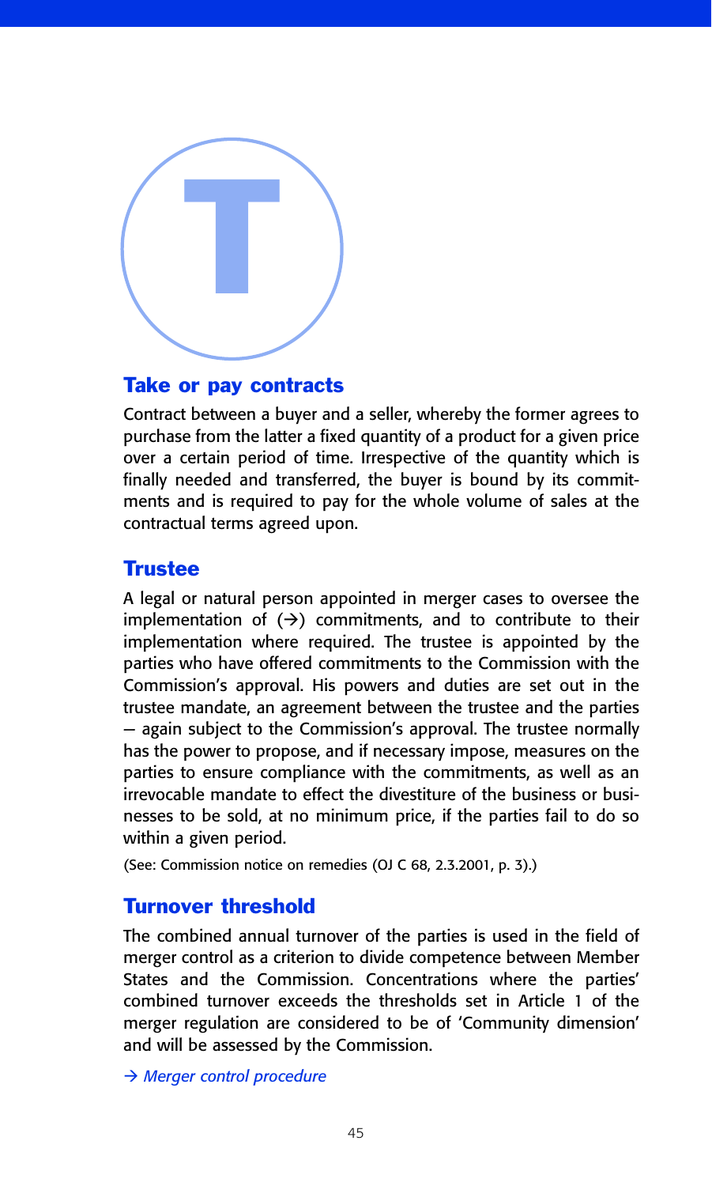# T

## Take or pay contracts

Contract between a buyer and a seller, whereby the former agrees to purchase from the latter a fixed quantity of a product for a given price over a certain period of time. Irrespective of the quantity which is finally needed and transferred, the buyer is bound by its commitments and is required to pay for the whole volume of sales at the contractual terms agreed upon.

## Trustee

A legal or natural person appointed in merger cases to oversee the implementation of (→) commitments, and to contribute to their implementation where required. The trustee is appointed by the parties who have offered commitments to the Commission with the Commission's approval. His powers and duties are set out in the trustee mandate, an agreement between the trustee and the parties — again subject to the Commission's approval. The trustee normally has the power to propose, and if necessary impose, measures on the parties to ensure compliance with the commitments, as well as an irrevocable mandate to effect the divestiture of the business or businesses to be sold, at no minimum price, if the parties fail to do so within a given period.

(See: Commission notice on remedies (OJ C 68, 2.3.2001, p. 3).)

## Turnover threshold

The combined annual turnover of the parties is used in the field of merger control as a criterion to divide competence between Member States and the Commission. Concentrations where the parties' combined turnover exceeds the thresholds set in Article 1 of the merger regulation are considered to be of 'Community dimension' and will be assessed by the Commission.

*→ Merger control procedure*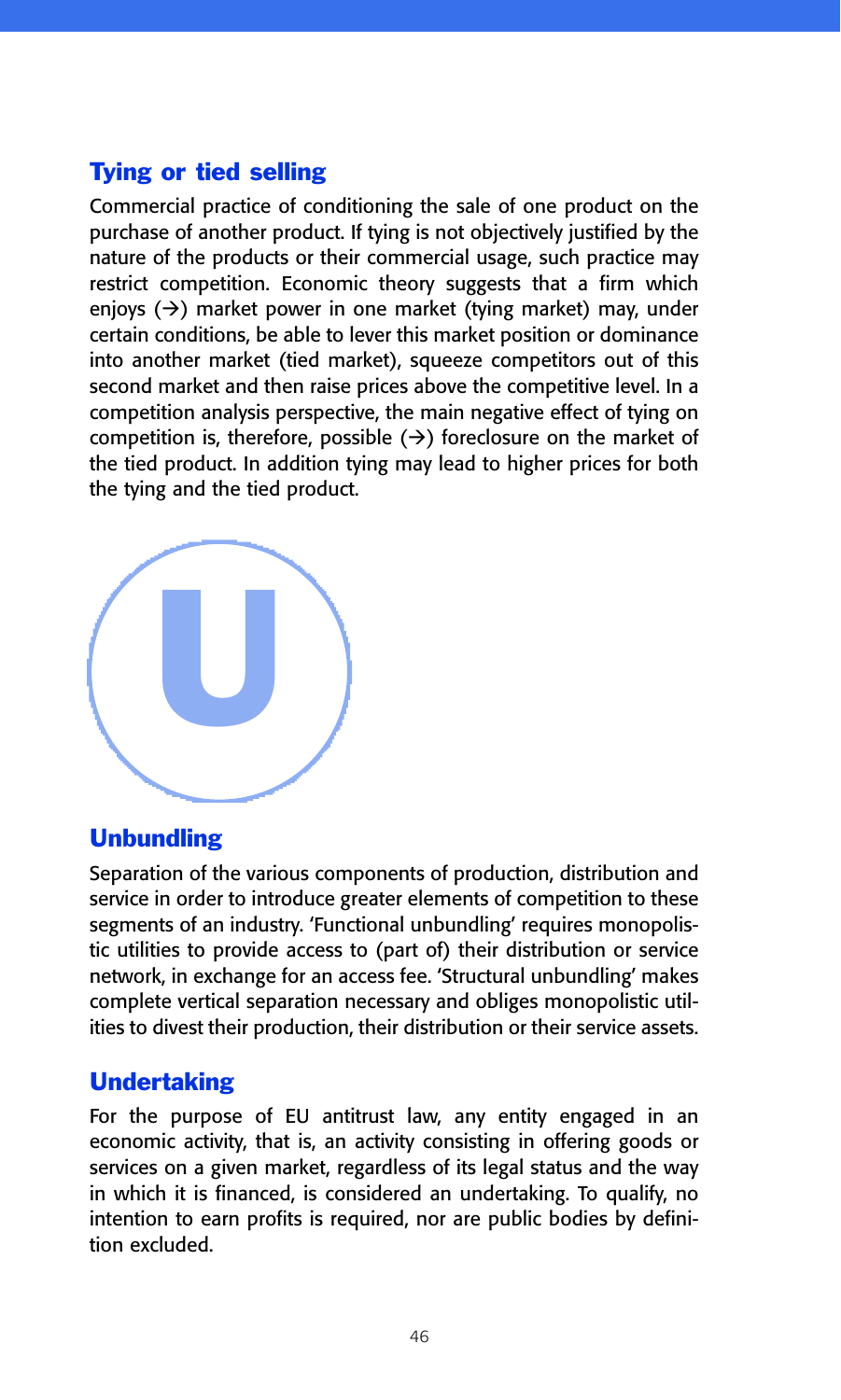## Tying or tied selling

Commercial practice of conditioning the sale of one product on the purchase of another product. If tying is not objectively justified by the nature of the products or their commercial usage, such practice may restrict competition. Economic theory suggests that a firm which enjoys (→) market power in one market (tying market) may, under certain conditions, be able to lever this market position or dominance into another market (tied market), squeeze competitors out of this second market and then raise prices above the competitive level. In a competition analysis perspective, the main negative effect of tying on competition is, therefore, possible (→) foreclosure on the market of the tied product. In addition tying may lead to higher prices for both the tying and the tied product.

# U

## Unbundling

Separation of the various components of production, distribution and service in order to introduce greater elements of competition to these segments of an industry. 'Functional unbundling' requires monopolistic utilities to provide access to (part of) their distribution or service network, in exchange for an access fee. 'Structural unbundling' makes complete vertical separation necessary and obliges monopolistic utilities to divest their production, their distribution or their service assets.

## Undertaking

For the purpose of EU antitrust law, any entity engaged in an economic activity, that is, an activity consisting in offering goods or services on a given market, regardless of its legal status and the way in which it is financed, is considered an undertaking. To qualify, no intention to earn profits is required, nor are public bodies by definition excluded.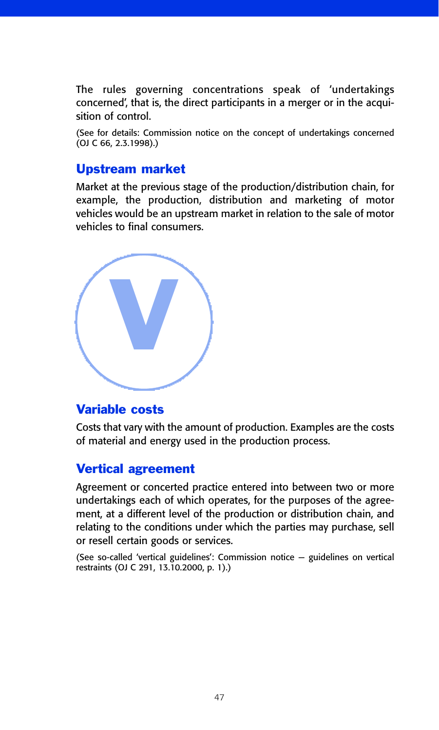The rules governing concentrations speak of 'undertakings concerned', that is, the direct participants in a merger or in the acquisition of control.

(See for details: Commission notice on the concept of undertakings concerned (OJ C 66, 2.3.1998).)

## Upstream market

Market at the previous stage of the production/distribution chain, for example, the production, distribution and marketing of motor vehicles would be an upstream market in relation to the sale of motor vehicles to final consumers.

# V

## Variable costs

Costs that vary with the amount of production. Examples are the costs of material and energy used in the production process.

## Vertical agreement

Agreement or concerted practice entered into between two or more undertakings each of which operates, for the purposes of the agreement, at a different level of the production or distribution chain, and relating to the conditions under which the parties may purchase, sell or resell certain goods or services.

(See so-called 'vertical guidelines': Commission notice — guidelines on vertical restraints (OJ C 291, 13.10.2000, p. 1).)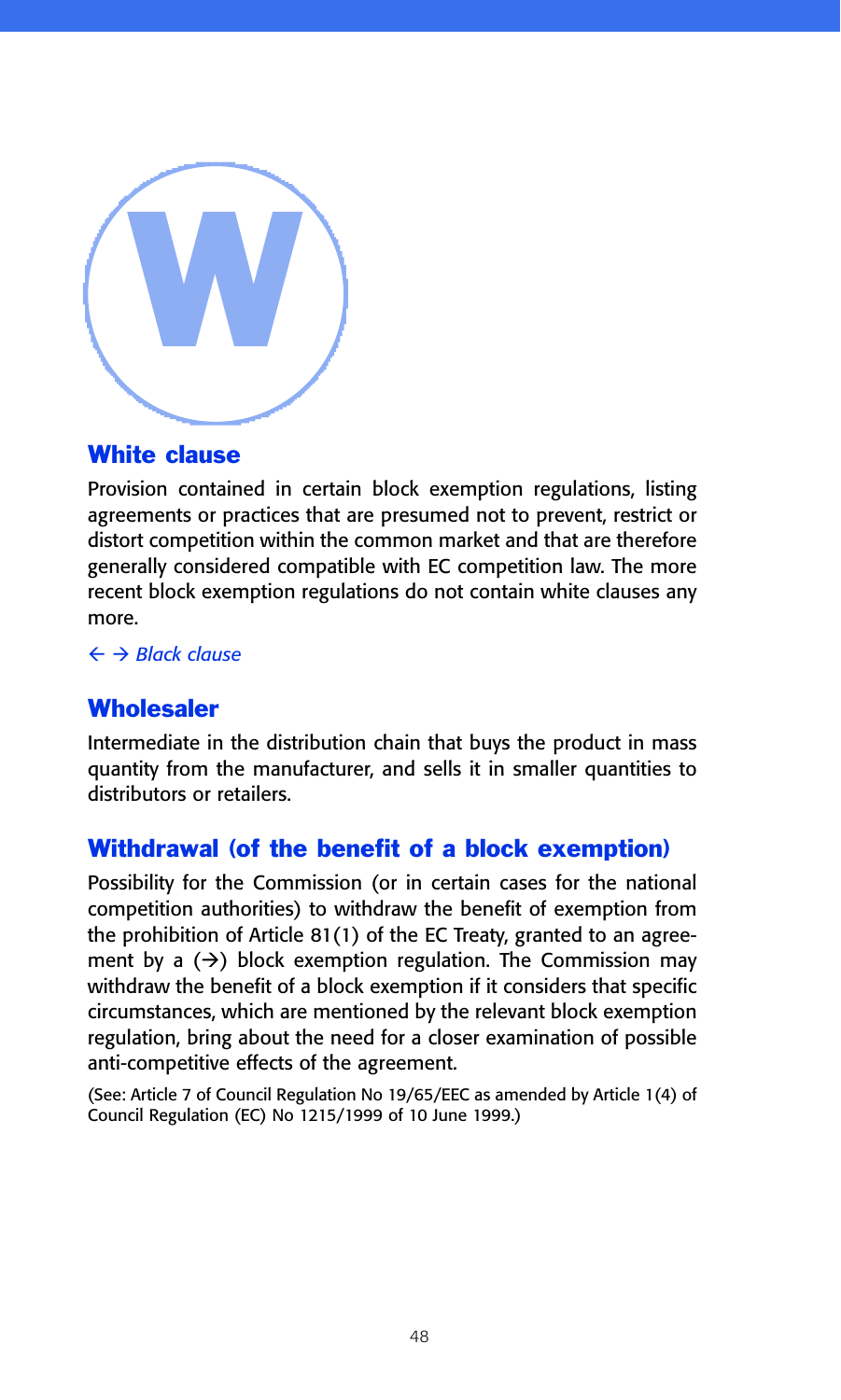# W

## White clause

Provision contained in certain block exemption regulations, listing agreements or practices that are presumed not to prevent, restrict or distort competition within the common market and that are therefore generally considered compatible with EC competition law. The more recent block exemption regulations do not contain white clauses any more.

← → *Black clause*

## Wholesaler

Intermediate in the distribution chain that buys the product in mass quantity from the manufacturer, and sells it in smaller quantities to distributors or retailers.

## Withdrawal (of the benefit of a block exemption)

Possibility for the Commission (or in certain cases for the national competition authorities) to withdraw the benefit of exemption from the prohibition of Article 81(1) of the EC Treaty, granted to an agreement by a (→) block exemption regulation. The Commission may withdraw the benefit of a block exemption if it considers that specific circumstances, which are mentioned by the relevant block exemption regulation, bring about the need for a closer examination of possible anti-competitive effects of the agreement.

(See: Article 7 of Council Regulation No 19/65/EEC as amended by Article 1(4) of Council Regulation (EC) No 1215/1999 of 10 June 1999.)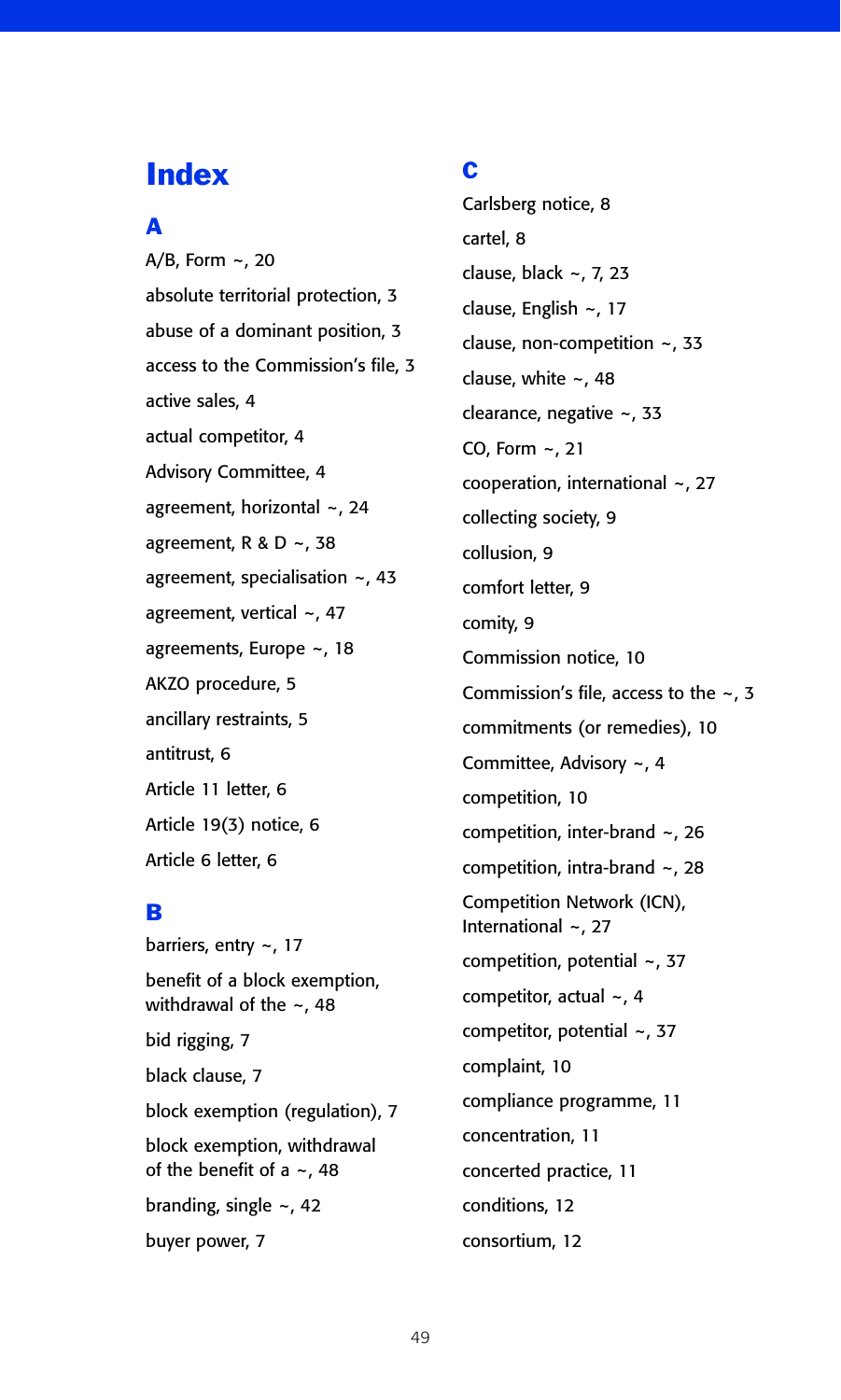# Index

## A

A/B, Form ~, 20

absolute territorial protection, 3

abuse of a dominant position, 3

access to the Commission's file, 3

active sales, 4

actual competitor, 4

Advisory Committee, 4

agreement, horizontal ~, 24

agreement, R & D ~, 38

agreement, specialisation ~, 43

agreement, vertical ~, 47

agreements, Europe ~, 18

AKZO procedure, 5

ancillary restraints, 5

antitrust, 6

Article 11 letter, 6

Article 19(3) notice, 6

Article 6 letter, 6

## B

barriers, entry ~, 17

benefit of a block exemption, withdrawal of the ~, 48

bid rigging, 7

black clause, 7

block exemption (regulation), 7

block exemption, withdrawal of the benefit of a ~, 48

branding, single ~, 42

buyer power, 7

## C

Carlsberg notice, 8

cartel, 8

clause, black ~, 7, 23

clause, English ~, 17

clause, non-competition ~, 33

clause, white ~, 48

clearance, negative ~, 33

CO, Form ~, 21

cooperation, international ~, 27

collecting society, 9

collusion, 9

comfort letter, 9

comity, 9

Commission notice, 10

Commission's file, access to the ~, 3

commitments (or remedies), 10

Committee, Advisory ~, 4

competition, 10

competition, inter-brand ~, 26

competition, intra-brand ~, 28

Competition Network (ICN), International ~, 27

competition, potential ~, 37

competitor, actual ~, 4

competitor, potential ~, 37

complaint, 10

compliance programme, 11

concentration, 11

concerted practice, 11

conditions, 12

consortium, 12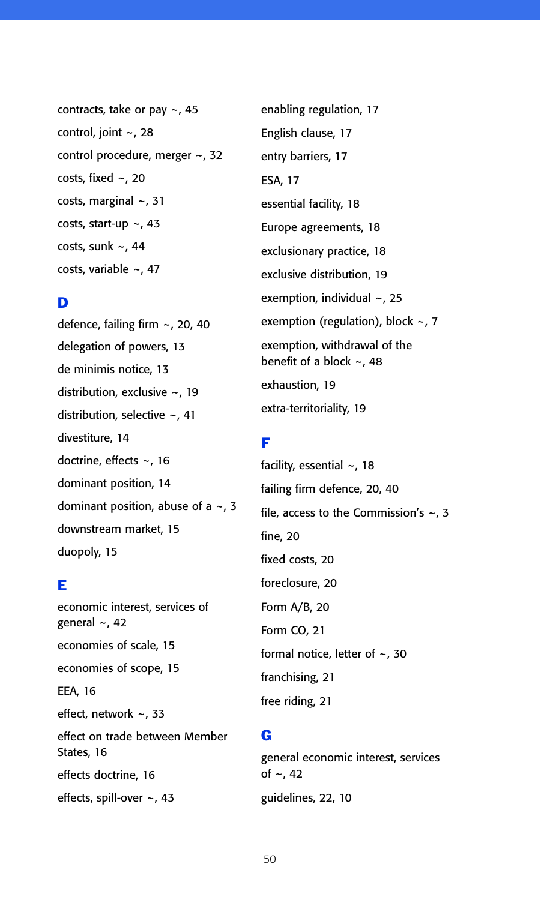contracts, take or pay ~, 45

control, joint ~, 28

control procedure, merger ~, 32

costs, fixed ~, 20

costs, marginal ~, 31

costs, start-up ~, 43

costs, sunk ~, 44

costs, variable ~, 47

## D

defence, failing firm ~, 20, 40

delegation of powers, 13

de minimis notice, 13

distribution, exclusive ~, 19

distribution, selective ~, 41

divestiture, 14

doctrine, effects ~, 16

dominant position, 14

dominant position, abuse of a ~, 3

downstream market, 15

duopoly, 15

## E

economic interest, services of general ~, 42

economies of scale, 15

economies of scope, 15

EEA, 16

effect, network ~, 33

effect on trade between Member States, 16

effects doctrine, 16

effects, spill-over ~, 43

enabling regulation, 17

English clause, 17

entry barriers, 17

ESA, 17

essential facility, 18

Europe agreements, 18

exclusionary practice, 18

exclusive distribution, 19

exemption, individual ~, 25

exemption (regulation), block ~, 7

exemption, withdrawal of the benefit of a block ~, 48

exhaustion, 19

extra-territoriality, 19

## F

facility, essential ~, 18

failing firm defence, 20, 40

file, access to the Commission's ~, 3

fine, 20

fixed costs, 20

foreclosure, 20

Form A/B, 20

Form CO, 21

formal notice, letter of ~, 30

franchising, 21

free riding, 21

## G

general economic interest, services of ~, 42

guidelines, 22, 10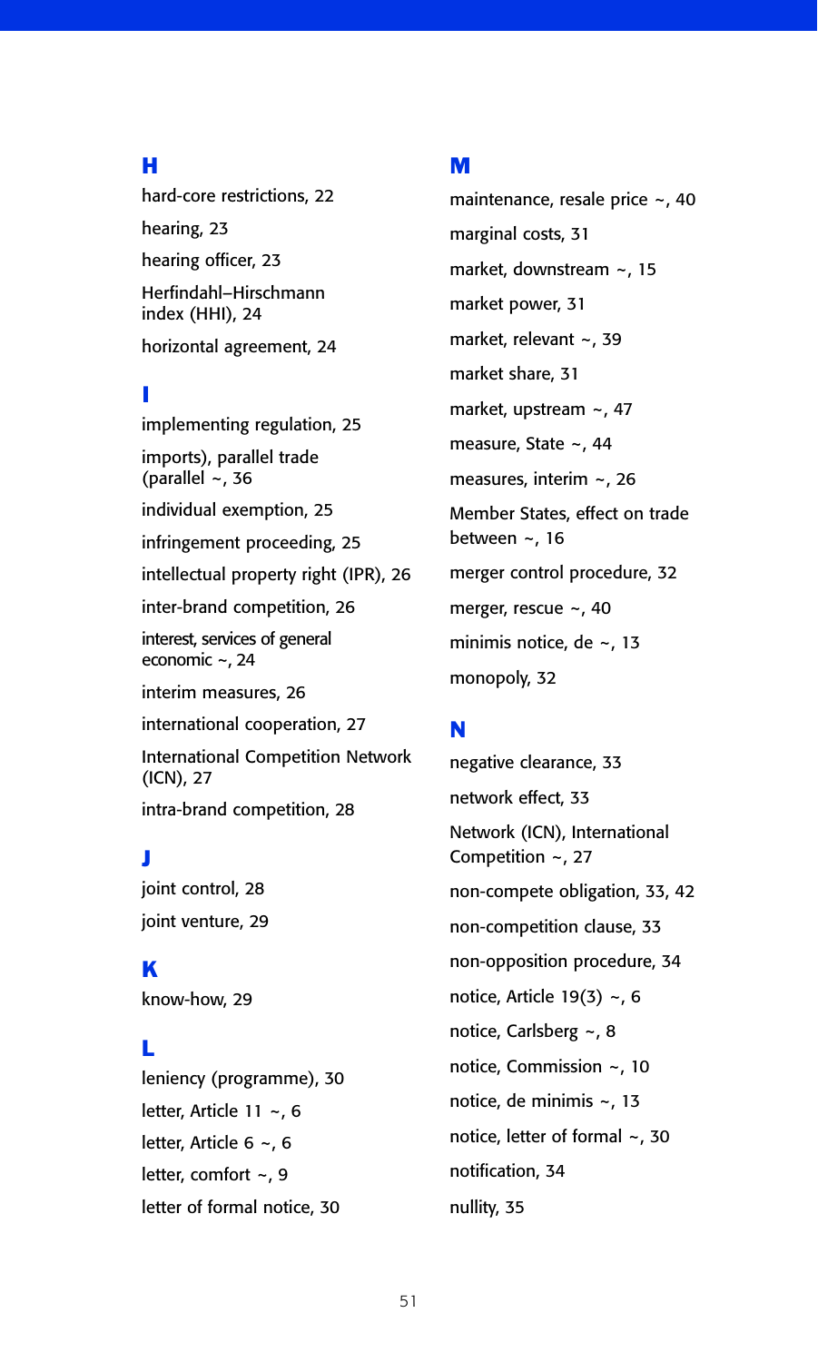## H

hard-core restrictions, 22

hearing, 23

hearing officer, 23

Herfindahl–Hirschmann index (HHI), 24

horizontal agreement, 24

## I

implementing regulation, 25

imports), parallel trade (parallel ~, 36

individual exemption, 25

infringement proceeding, 25

intellectual property right (IPR), 26

inter-brand competition, 26

interest, services of general economic ~, 24

interim measures, 26

international cooperation, 27

International Competition Network (ICN), 27

intra-brand competition, 28

## J

joint control, 28

joint venture, 29

## K

know-how, 29

## L

leniency (programme), 30

letter, Article 11 ~, 6

letter, Article 6 ~, 6

letter, comfort ~, 9

letter of formal notice, 30

## M

maintenance, resale price ~, 40

marginal costs, 31

market, downstream ~, 15

market power, 31

market, relevant ~, 39

market share, 31

market, upstream ~, 47

measure, State ~, 44

measures, interim ~, 26

Member States, effect on trade between ~, 16

merger control procedure, 32

merger, rescue ~, 40

minimis notice, de ~, 13

monopoly, 32

## N

negative clearance, 33

network effect, 33

Network (ICN), International Competition ~, 27

non-compete obligation, 33, 42

non-competition clause, 33

non-opposition procedure, 34

notice, Article 19(3) ~, 6

notice, Carlsberg ~, 8

notice, Commission ~, 10

notice, de minimis ~, 13

notice, letter of formal ~, 30

notification, 34

nullity, 35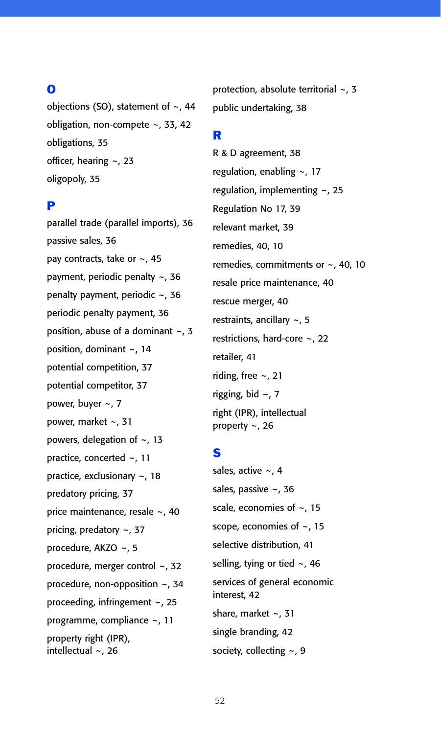## O

objections (SO), statement of ~, 44

obligation, non-compete ~, 33, 42

obligations, 35

officer, hearing ~, 23

oligopoly, 35

## P

parallel trade (parallel imports), 36

passive sales, 36

pay contracts, take or ~, 45

payment, periodic penalty ~, 36

penalty payment, periodic ~, 36

periodic penalty payment, 36

position, abuse of a dominant ~, 3

position, dominant ~, 14

potential competition, 37

potential competitor, 37

power, buyer ~, 7

power, market ~, 31

powers, delegation of ~, 13

practice, concerted ~, 11

practice, exclusionary ~, 18

predatory pricing, 37

price maintenance, resale ~, 40

pricing, predatory ~, 37

procedure, AKZO ~, 5

procedure, merger control ~, 32

procedure, non-opposition ~, 34

proceeding, infringement ~, 25

programme, compliance ~, 11

property right (IPR), intellectual ~, 26

protection, absolute territorial ~, 3

public undertaking, 38

## R

R & D agreement, 38

regulation, enabling ~, 17

regulation, implementing ~, 25

Regulation No 17, 39

relevant market, 39

remedies, 40, 10

remedies, commitments or ~, 40, 10

resale price maintenance, 40

rescue merger, 40

restraints, ancillary ~, 5

restrictions, hard-core ~, 22

retailer, 41

riding, free ~, 21

rigging, bid ~, 7

right (IPR), intellectual property ~, 26

## S

sales, active ~, 4

sales, passive ~, 36

scale, economies of ~, 15

scope, economies of ~, 15

selective distribution, 41

selling, tying or tied ~, 46

services of general economic interest, 42

share, market ~, 31

single branding, 42

society, collecting ~, 9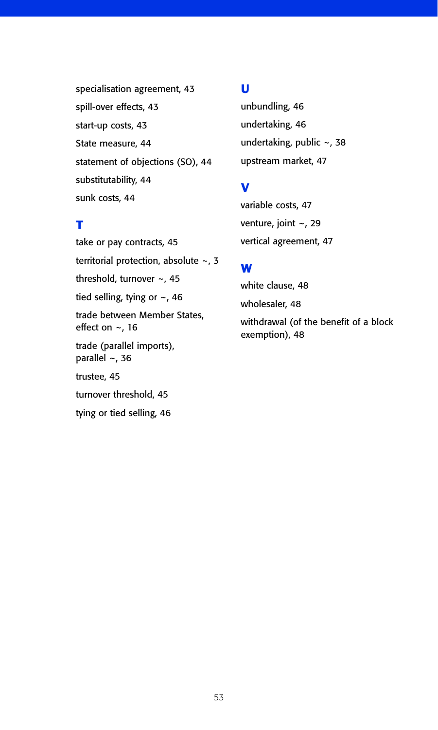specialisation agreement, 43

spill-over effects, 43

start-up costs, 43

State measure, 44

statement of objections (SO), 44

substitutability, 44

sunk costs, 44

## T

take or pay contracts, 45

territorial protection, absolute ~, 3

threshold, turnover ~, 45

tied selling, tying or ~, 46

trade between Member States, effect on ~, 16

trade (parallel imports), parallel ~, 36

trustee, 45

turnover threshold, 45

tying or tied selling, 46

## U

unbundling, 46

undertaking, 46

undertaking, public ~, 38

upstream market, 47

## V

variable costs, 47

venture, joint ~, 29

vertical agreement, 47

## W

white clause, 48

wholesaler, 48

withdrawal (of the benefit of a block exemption), 48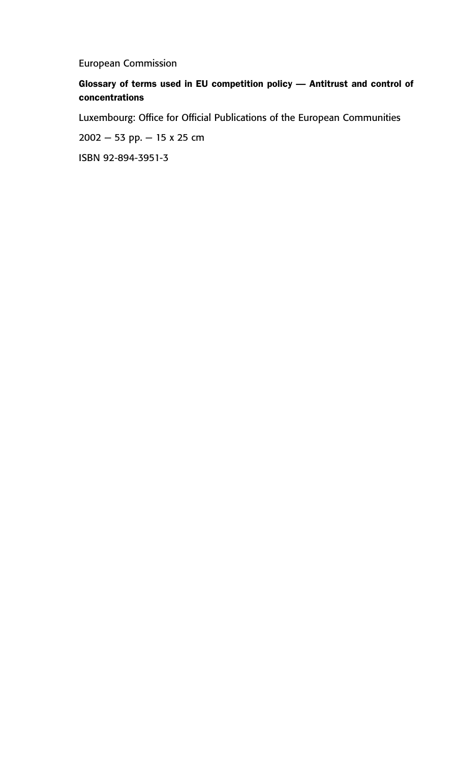European Commission

**Glossary of terms used in EU competition policy — Antitrust and control of concentrations**

Luxembourg: Office for Official Publications of the European Communities

2002 — 53 pp. — 15 x 25 cm

ISBN 92-894-3951-3